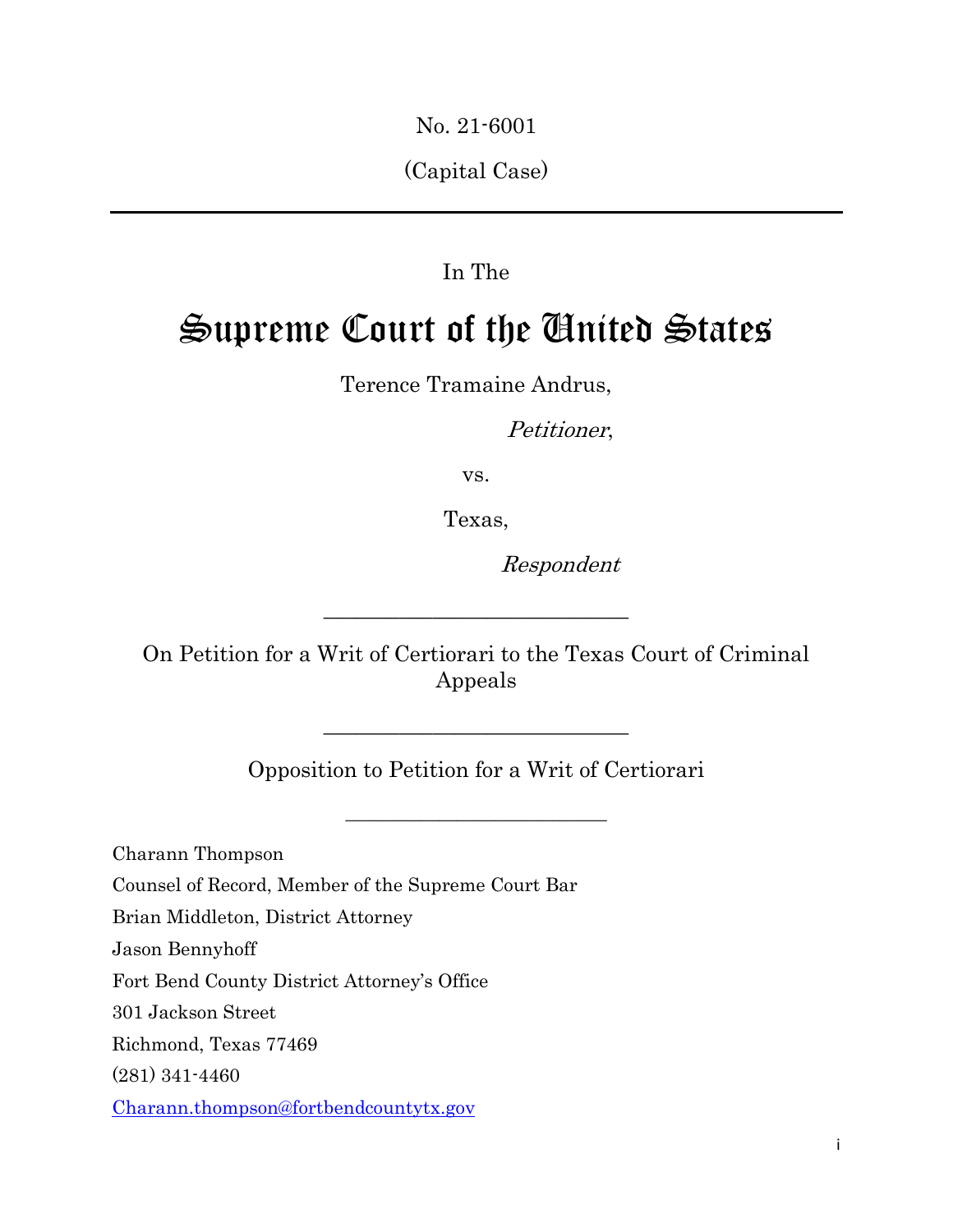No. 21-6001

(Capital Case)

---

In The

# Supreme Court of the United States

Terence Tramaine Andrus,

*Petitioner*,

vs.

Texas,

*Respondent*

---

On Petition for a Writ of Certiorari to the Texas Court of Criminal Appeals

---

Opposition to Petition for a Writ of Certiorari

---

Charann Thompson

Counsel of Record, Member of the Supreme Court Bar

Brian Middleton, District Attorney

Jason Bennyhoff

Fort Bend County District Attorney's Office

301 Jackson Street

Richmond, Texas 77469

(281) 341-4460

Charann.thompson@fortbendcountytx.gov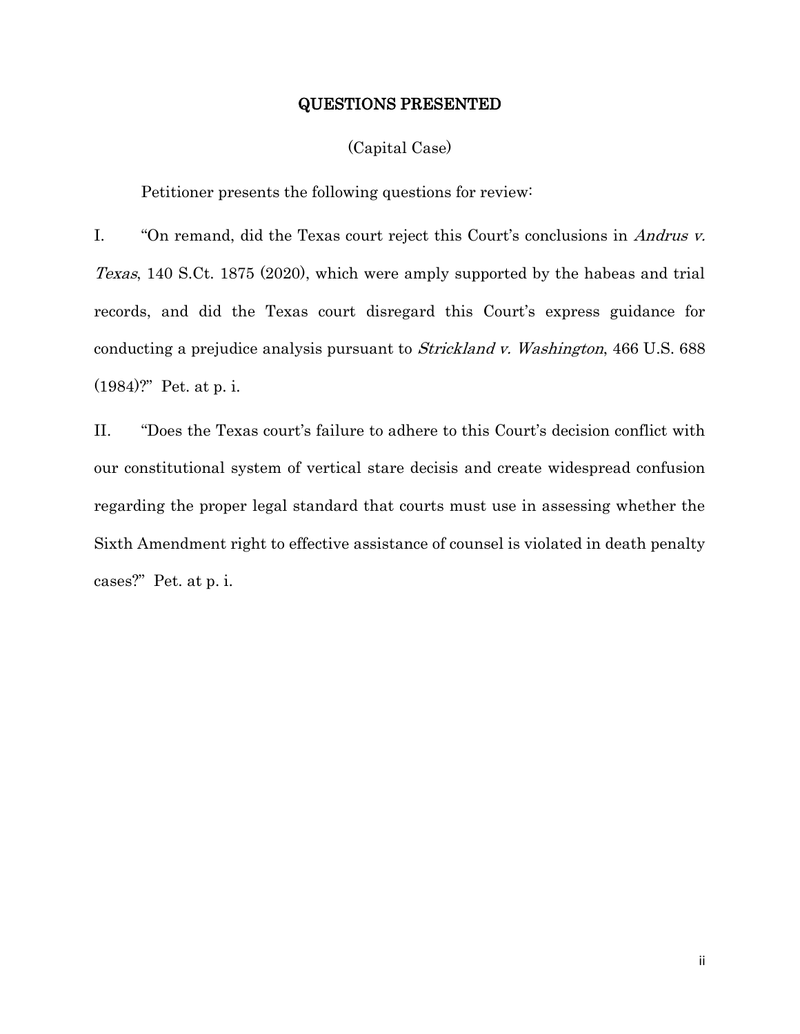## QUESTIONS PRESENTED

(Capital Case)

Petitioner presents the following questions for review:

I. "On remand, did the Texas court reject this Court's conclusions in *Andrus v. Texas*, 140 S.Ct. 1875 (2020), which were amply supported by the habeas and trial records, and did the Texas court disregard this Court's express guidance for conducting a prejudice analysis pursuant to *Strickland v. Washington*, 466 U.S. 688 (1984)?" Pet. at p. i.

II. "Does the Texas court's failure to adhere to this Court's decision conflict with our constitutional system of vertical stare decisis and create widespread confusion regarding the proper legal standard that courts must use in assessing whether the Sixth Amendment right to effective assistance of counsel is violated in death penalty cases?" Pet. at p. i.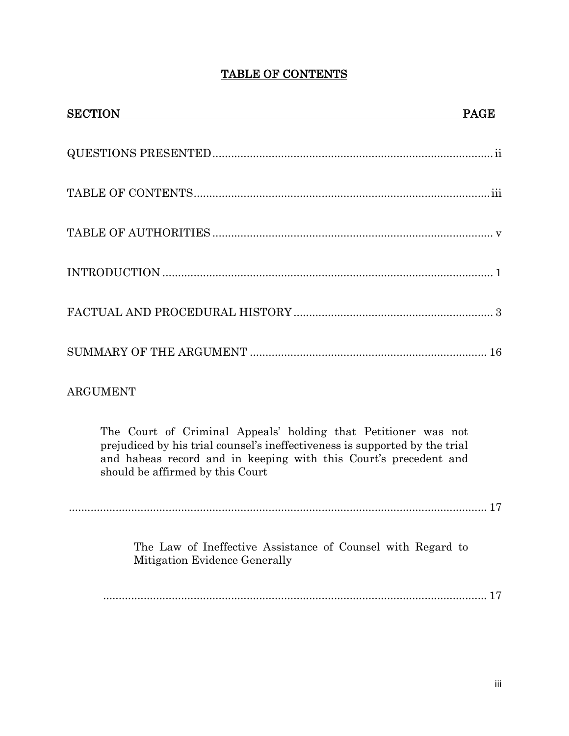# TABLE OF CONTENTS

| SECTION | PAGE |
|---|---|
| QUESTIONS PRESENTED | ii |
| TABLE OF CONTENTS | iii |
| TABLE OF AUTHORITIES | v |
| INTRODUCTION | 1 |
| FACTUAL AND PROCEDURAL HISTORY | 3 |
| SUMMARY OF THE ARGUMENT | 16 |
| ARGUMENT | |
| The Court of Criminal Appeals' holding that Petitioner was not prejudiced by his trial counsel's ineffectiveness is supported by the trial and habeas record and in keeping with this Court's precedent and should be affirmed by this Court | 17 |
| The Law of Ineffective Assistance of Counsel with Regard to Mitigation Evidence Generally | 17 |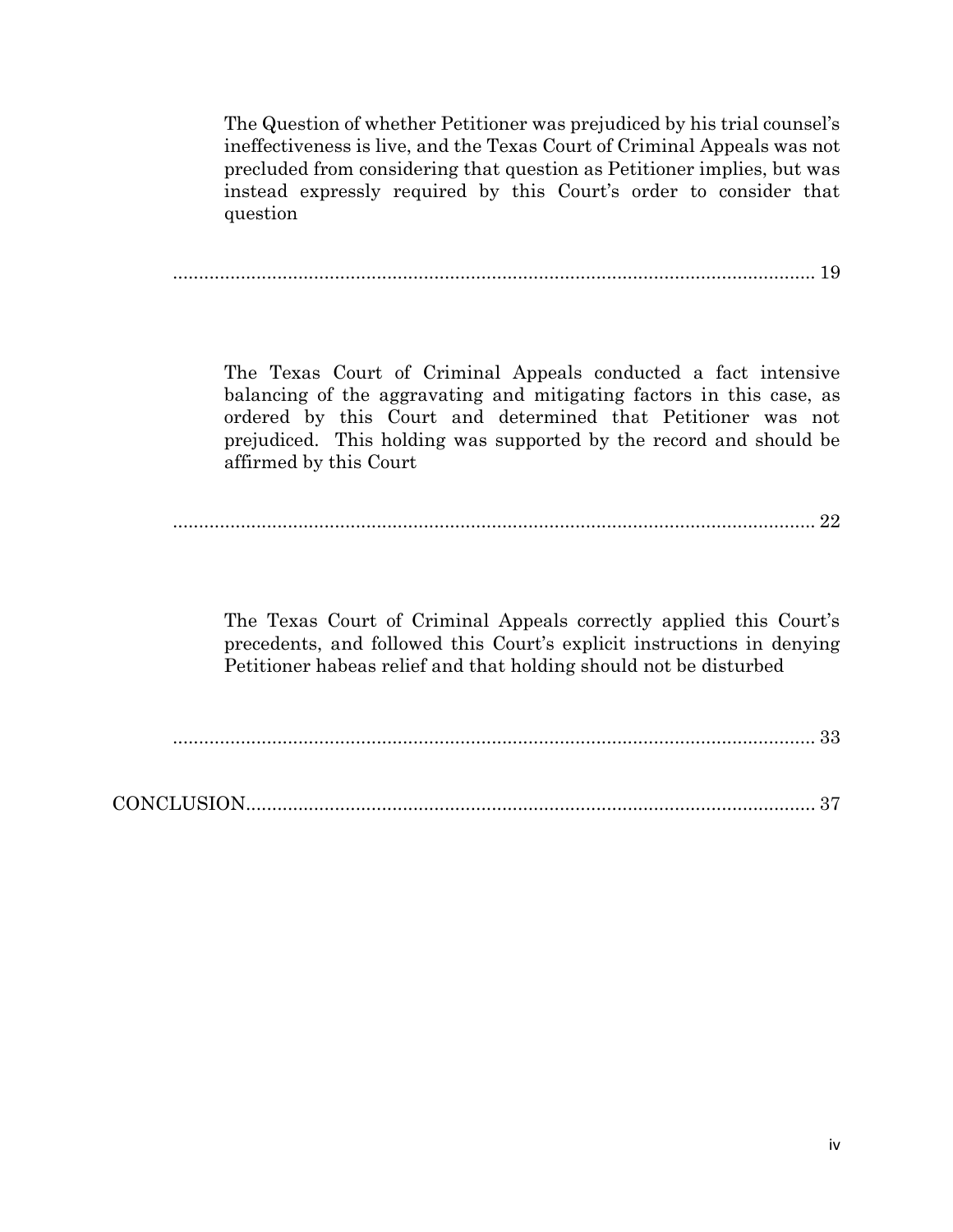The Question of whether Petitioner was prejudiced by his trial counsel's ineffectiveness is live, and the Texas Court of Criminal Appeals was not precluded from considering that question as Petitioner implies, but was instead expressly required by this Court's order to consider that question

.......................................................................................................................... 19

The Texas Court of Criminal Appeals conducted a fact intensive balancing of the aggravating and mitigating factors in this case, as ordered by this Court and determined that Petitioner was not prejudiced. This holding was supported by the record and should be affirmed by this Court

.......................................................................................................................... 22

The Texas Court of Criminal Appeals correctly applied this Court's precedents, and followed this Court's explicit instructions in denying Petitioner habeas relief and that holding should not be disturbed

.......................................................................................................................... 33

CONCLUSION.......................................................................................................... 37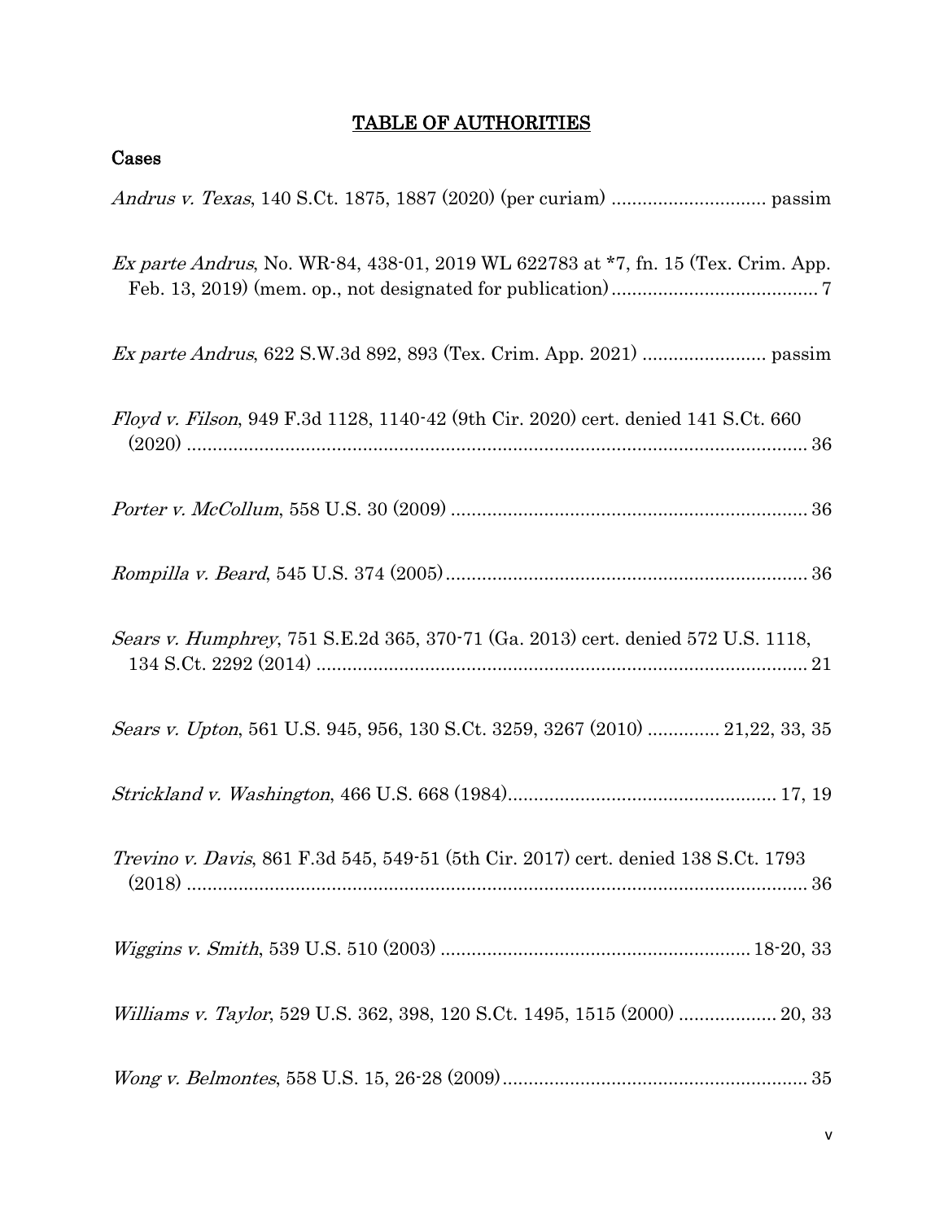# <u>TABLE OF AUTHORITIES</u>

## Cases

*Andrus v. Texas*, 140 S.Ct. 1875, 1887 (2020) (per curiam) .............................. passim

*Ex parte Andrus*, No. WR-84, 438-01, 2019 WL 622783 at *7, fn. 15 (Tex. Crim. App. Feb. 13, 2019) (mem. op., not designated for publication) ........................................ 7

*Ex parte Andrus*, 622 S.W.3d 892, 893 (Tex. Crim. App. 2021) ........................ passim

*Floyd v. Filson*, 949 F.3d 1128, 1140-42 (9th Cir. 2020) cert. denied 141 S.Ct. 660 (2020) ........................................................................................................ 36

*Porter v. McCollum*, 558 U.S. 30 (2009) .................................................................... 36

*Rompilla v. Beard*, 545 U.S. 374 (2005) ..................................................................... 36

*Sears v. Humphrey*, 751 S.E.2d 365, 370-71 (Ga. 2013) cert. denied 572 U.S. 1118, 134 S.Ct. 2292 (2014) ................................................................................ 21

*Sears v. Upton*, 561 U.S. 945, 956, 130 S.Ct. 3259, 3267 (2010) ............. 21,22, 33, 35

*Strickland v. Washington*, 466 U.S. 668 (1984) .................................................... 17, 19

*Trevino v. Davis*, 861 F.3d 545, 549-51 (5th Cir. 2017) cert. denied 138 S.Ct. 1793 (2018) ........................................................................................................ 36

*Wiggins v. Smith*, 539 U.S. 510 (2003) ........................................................... 18-20, 33

*Williams v. Taylor*, 529 U.S. 362, 398, 120 S.Ct. 1495, 1515 (2000) ................... 20, 33

*Wong v. Belmontes*, 558 U.S. 15, 26-28 (2009) ........................................................... 35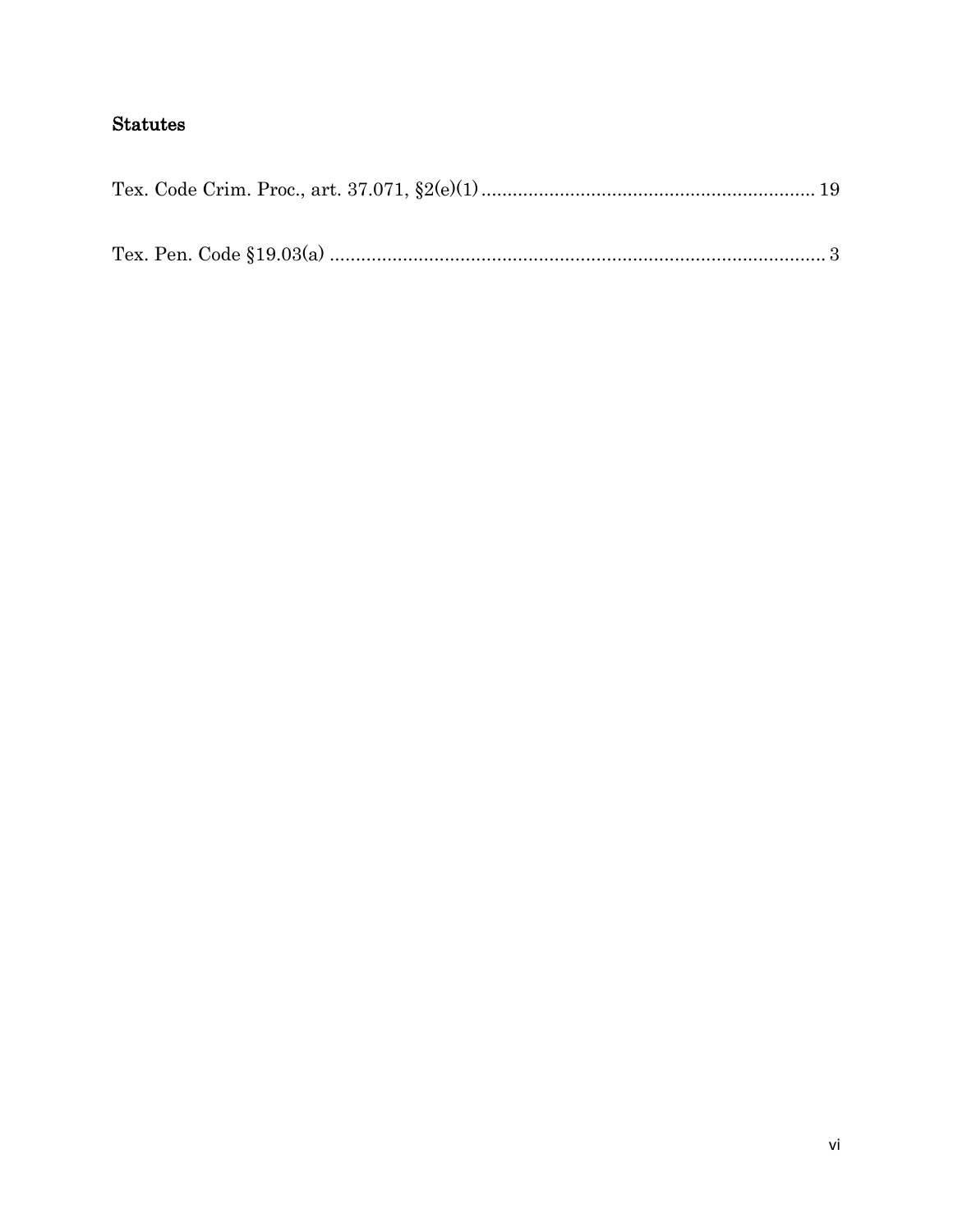### Statutes

Tex. Code Crim. Proc., art. 37.071, §2(e)(1) .............................................................. 19

Tex. Pen. Code §19.03(a) ............................................................................................ 3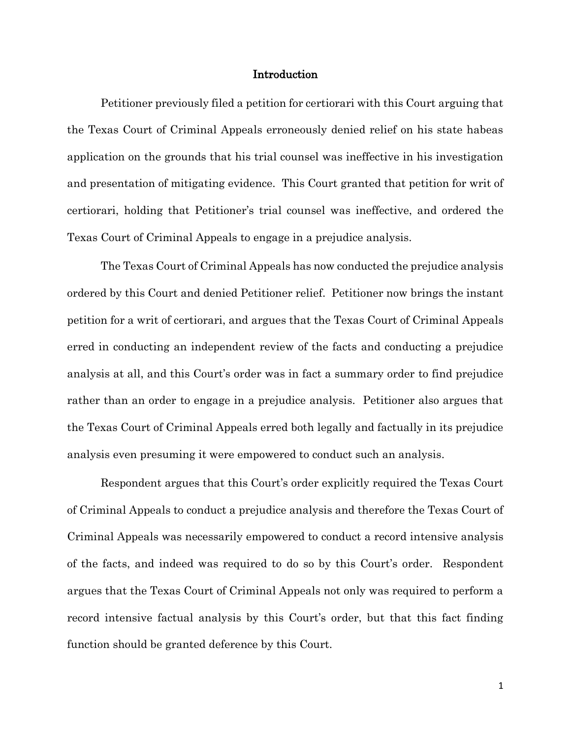# Introduction

Petitioner previously filed a petition for certiorari with this Court arguing that the Texas Court of Criminal Appeals erroneously denied relief on his state habeas application on the grounds that his trial counsel was ineffective in his investigation and presentation of mitigating evidence. This Court granted that petition for writ of certiorari, holding that Petitioner's trial counsel was ineffective, and ordered the Texas Court of Criminal Appeals to engage in a prejudice analysis.

The Texas Court of Criminal Appeals has now conducted the prejudice analysis ordered by this Court and denied Petitioner relief. Petitioner now brings the instant petition for a writ of certiorari, and argues that the Texas Court of Criminal Appeals erred in conducting an independent review of the facts and conducting a prejudice analysis at all, and this Court's order was in fact a summary order to find prejudice rather than an order to engage in a prejudice analysis. Petitioner also argues that the Texas Court of Criminal Appeals erred both legally and factually in its prejudice analysis even presuming it were empowered to conduct such an analysis.

Respondent argues that this Court's order explicitly required the Texas Court of Criminal Appeals to conduct a prejudice analysis and therefore the Texas Court of Criminal Appeals was necessarily empowered to conduct a record intensive analysis of the facts, and indeed was required to do so by this Court's order. Respondent argues that the Texas Court of Criminal Appeals not only was required to perform a record intensive factual analysis by this Court's order, but that this fact finding function should be granted deference by this Court.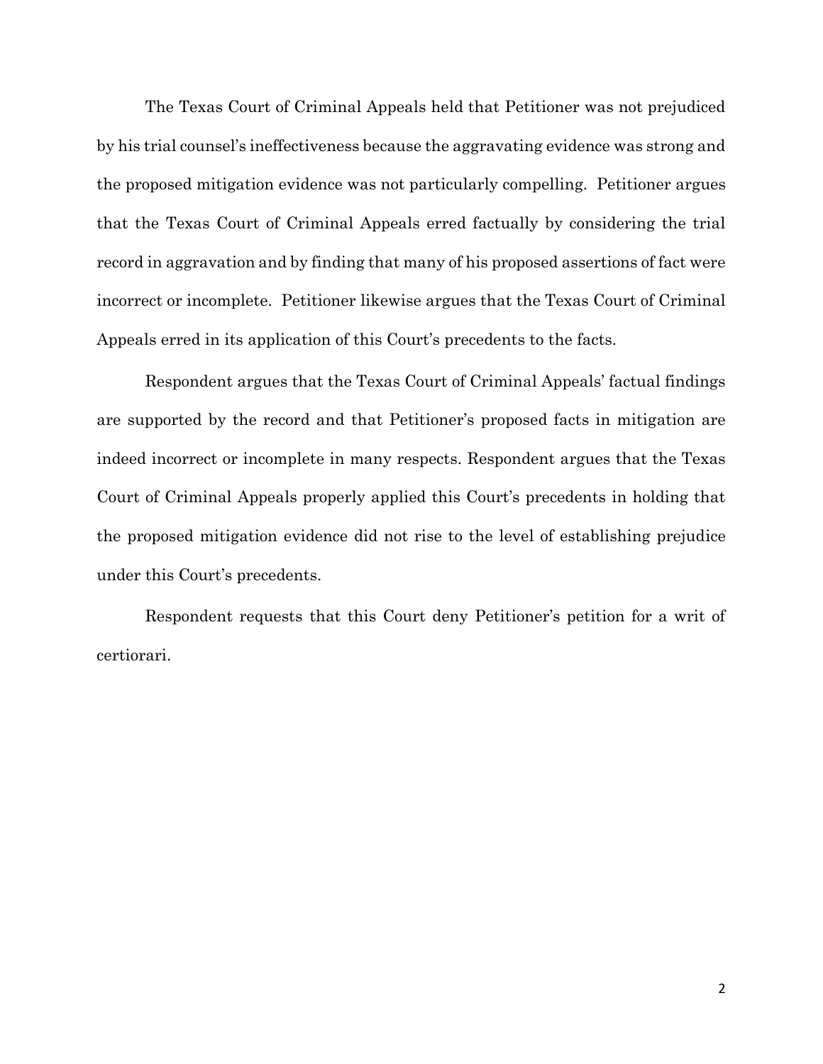The Texas Court of Criminal Appeals held that Petitioner was not prejudiced by his trial counsel's ineffectiveness because the aggravating evidence was strong and the proposed mitigation evidence was not particularly compelling. Petitioner argues that the Texas Court of Criminal Appeals erred factually by considering the trial record in aggravation and by finding that many of his proposed assertions of fact were incorrect or incomplete. Petitioner likewise argues that the Texas Court of Criminal Appeals erred in its application of this Court's precedents to the facts.

Respondent argues that the Texas Court of Criminal Appeals' factual findings are supported by the record and that Petitioner's proposed facts in mitigation are indeed incorrect or incomplete in many respects. Respondent argues that the Texas Court of Criminal Appeals properly applied this Court's precedents in holding that the proposed mitigation evidence did not rise to the level of establishing prejudice under this Court's precedents.

Respondent requests that this Court deny Petitioner's petition for a writ of certiorari.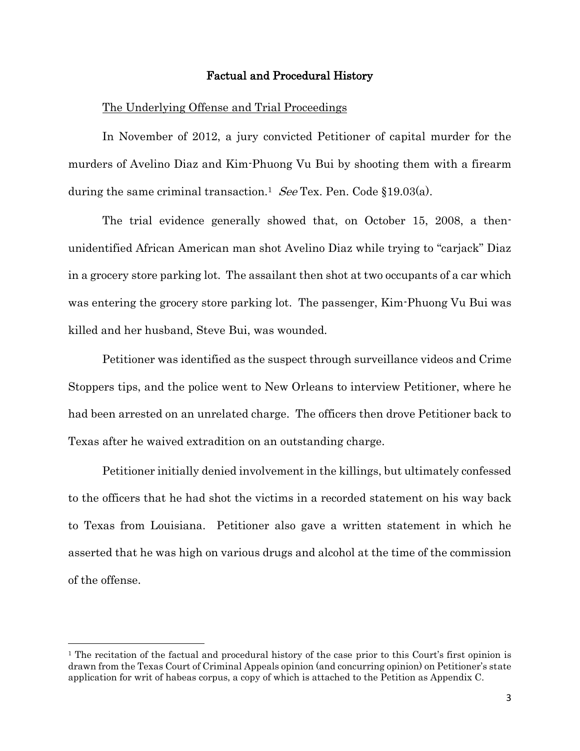## Factual and Procedural History

The Underlying Offense and Trial Proceedings

In November of 2012, a jury convicted Petitioner of capital murder for the murders of Avelino Diaz and Kim-Phuong Vu Bui by shooting them with a firearm during the same criminal transaction.[1] *See* Tex. Pen. Code §19.03(a).

The trial evidence generally showed that, on October 15, 2008, a then-unidentified African American man shot Avelino Diaz while trying to "carjack" Diaz in a grocery store parking lot. The assailant then shot at two occupants of a car which was entering the grocery store parking lot. The passenger, Kim-Phuong Vu Bui was killed and her husband, Steve Bui, was wounded.

Petitioner was identified as the suspect through surveillance videos and Crime Stoppers tips, and the police went to New Orleans to interview Petitioner, where he had been arrested on an unrelated charge. The officers then drove Petitioner back to Texas after he waived extradition on an outstanding charge.

Petitioner initially denied involvement in the killings, but ultimately confessed to the officers that he had shot the victims in a recorded statement on his way back to Texas from Louisiana. Petitioner also gave a written statement in which he asserted that he was high on various drugs and alcohol at the time of the commission of the offense.

---

[1] The recitation of the factual and procedural history of the case prior to this Court's first opinion is drawn from the Texas Court of Criminal Appeals opinion (and concurring opinion) on Petitioner's state application for writ of habeas corpus, a copy of which is attached to the Petition as Appendix C.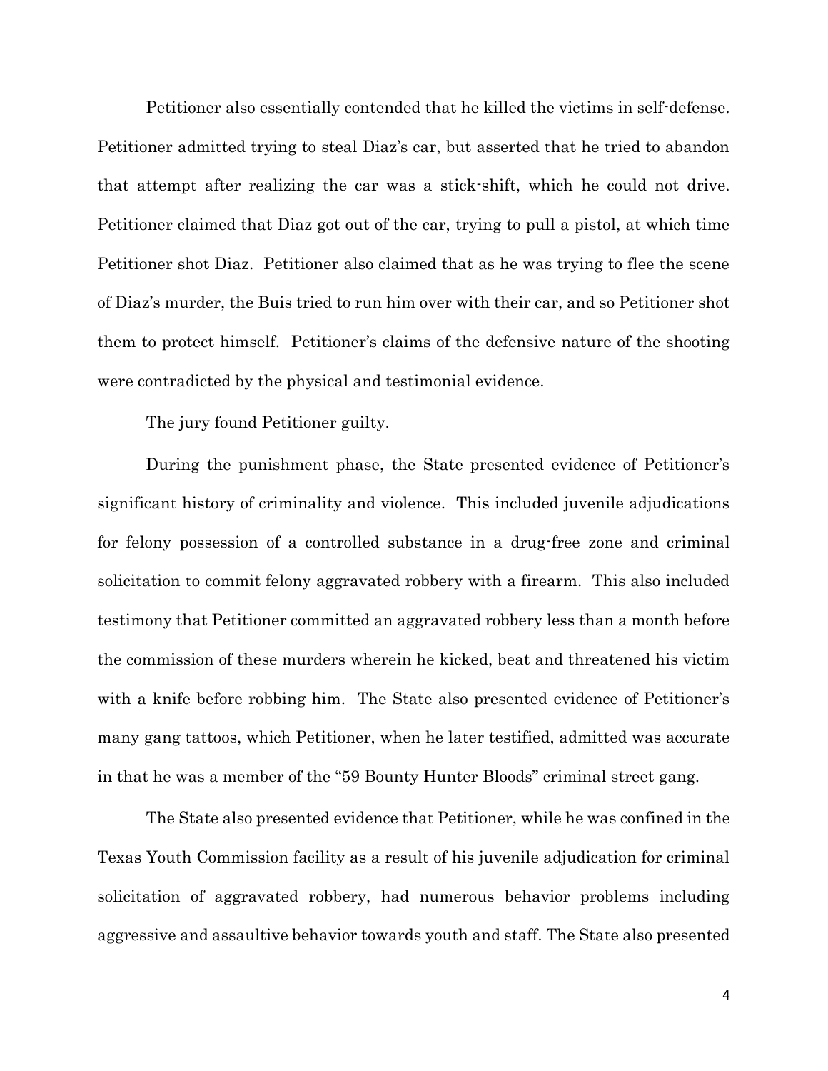Petitioner also essentially contended that he killed the victims in self-defense. Petitioner admitted trying to steal Diaz's car, but asserted that he tried to abandon that attempt after realizing the car was a stick-shift, which he could not drive. Petitioner claimed that Diaz got out of the car, trying to pull a pistol, at which time Petitioner shot Diaz. Petitioner also claimed that as he was trying to flee the scene of Diaz's murder, the Buis tried to run him over with their car, and so Petitioner shot them to protect himself. Petitioner's claims of the defensive nature of the shooting were contradicted by the physical and testimonial evidence.

The jury found Petitioner guilty.

During the punishment phase, the State presented evidence of Petitioner's significant history of criminality and violence. This included juvenile adjudications for felony possession of a controlled substance in a drug-free zone and criminal solicitation to commit felony aggravated robbery with a firearm. This also included testimony that Petitioner committed an aggravated robbery less than a month before the commission of these murders wherein he kicked, beat and threatened his victim with a knife before robbing him. The State also presented evidence of Petitioner's many gang tattoos, which Petitioner, when he later testified, admitted was accurate in that he was a member of the "59 Bounty Hunter Bloods" criminal street gang.

The State also presented evidence that Petitioner, while he was confined in the Texas Youth Commission facility as a result of his juvenile adjudication for criminal solicitation of aggravated robbery, had numerous behavior problems including aggressive and assaultive behavior towards youth and staff. The State also presented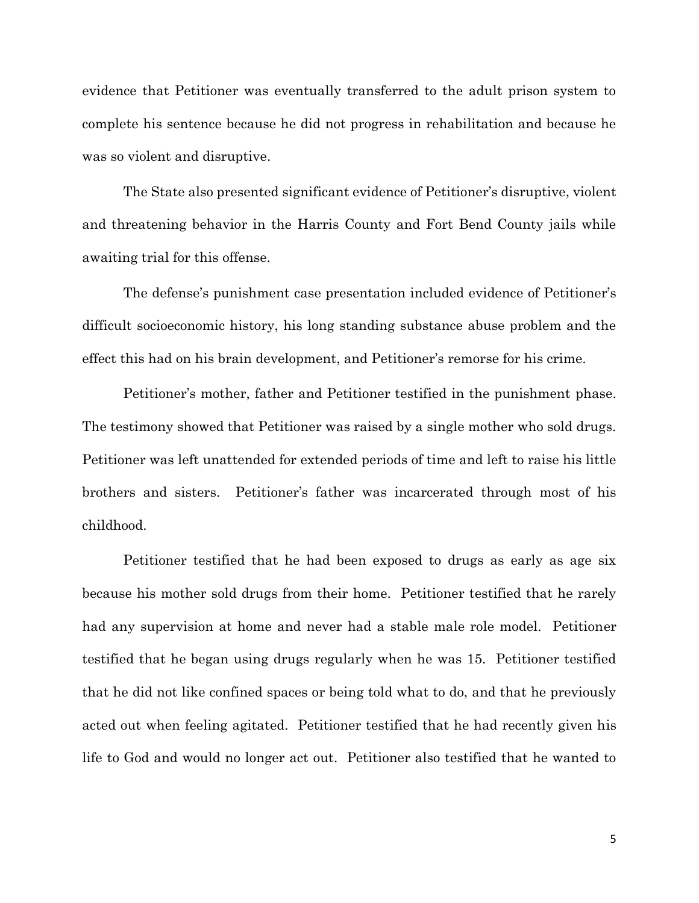evidence that Petitioner was eventually transferred to the adult prison system to complete his sentence because he did not progress in rehabilitation and because he was so violent and disruptive.

The State also presented significant evidence of Petitioner's disruptive, violent and threatening behavior in the Harris County and Fort Bend County jails while awaiting trial for this offense.

The defense's punishment case presentation included evidence of Petitioner's difficult socioeconomic history, his long standing substance abuse problem and the effect this had on his brain development, and Petitioner's remorse for his crime.

Petitioner's mother, father and Petitioner testified in the punishment phase. The testimony showed that Petitioner was raised by a single mother who sold drugs. Petitioner was left unattended for extended periods of time and left to raise his little brothers and sisters. Petitioner's father was incarcerated through most of his childhood.

Petitioner testified that he had been exposed to drugs as early as age six because his mother sold drugs from their home. Petitioner testified that he rarely had any supervision at home and never had a stable male role model. Petitioner testified that he began using drugs regularly when he was 15. Petitioner testified that he did not like confined spaces or being told what to do, and that he previously acted out when feeling agitated. Petitioner testified that he had recently given his life to God and would no longer act out. Petitioner also testified that he wanted to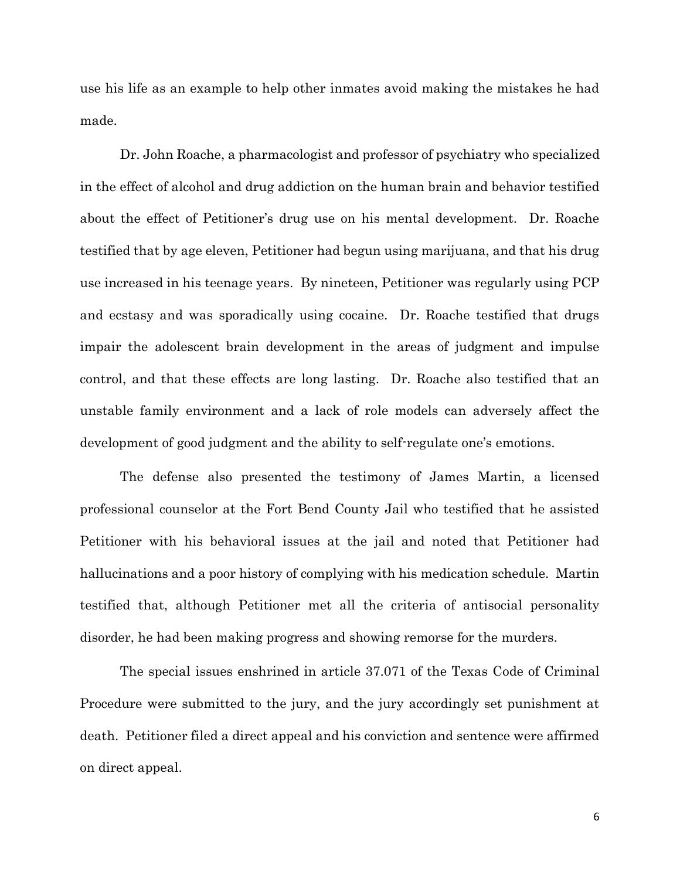use his life as an example to help other inmates avoid making the mistakes he had made.

Dr. John Roache, a pharmacologist and professor of psychiatry who specialized in the effect of alcohol and drug addiction on the human brain and behavior testified about the effect of Petitioner's drug use on his mental development. Dr. Roache testified that by age eleven, Petitioner had begun using marijuana, and that his drug use increased in his teenage years. By nineteen, Petitioner was regularly using PCP and ecstasy and was sporadically using cocaine. Dr. Roache testified that drugs impair the adolescent brain development in the areas of judgment and impulse control, and that these effects are long lasting. Dr. Roache also testified that an unstable family environment and a lack of role models can adversely affect the development of good judgment and the ability to self-regulate one's emotions.

The defense also presented the testimony of James Martin, a licensed professional counselor at the Fort Bend County Jail who testified that he assisted Petitioner with his behavioral issues at the jail and noted that Petitioner had hallucinations and a poor history of complying with his medication schedule. Martin testified that, although Petitioner met all the criteria of antisocial personality disorder, he had been making progress and showing remorse for the murders.

The special issues enshrined in article 37.071 of the Texas Code of Criminal Procedure were submitted to the jury, and the jury accordingly set punishment at death. Petitioner filed a direct appeal and his conviction and sentence were affirmed on direct appeal.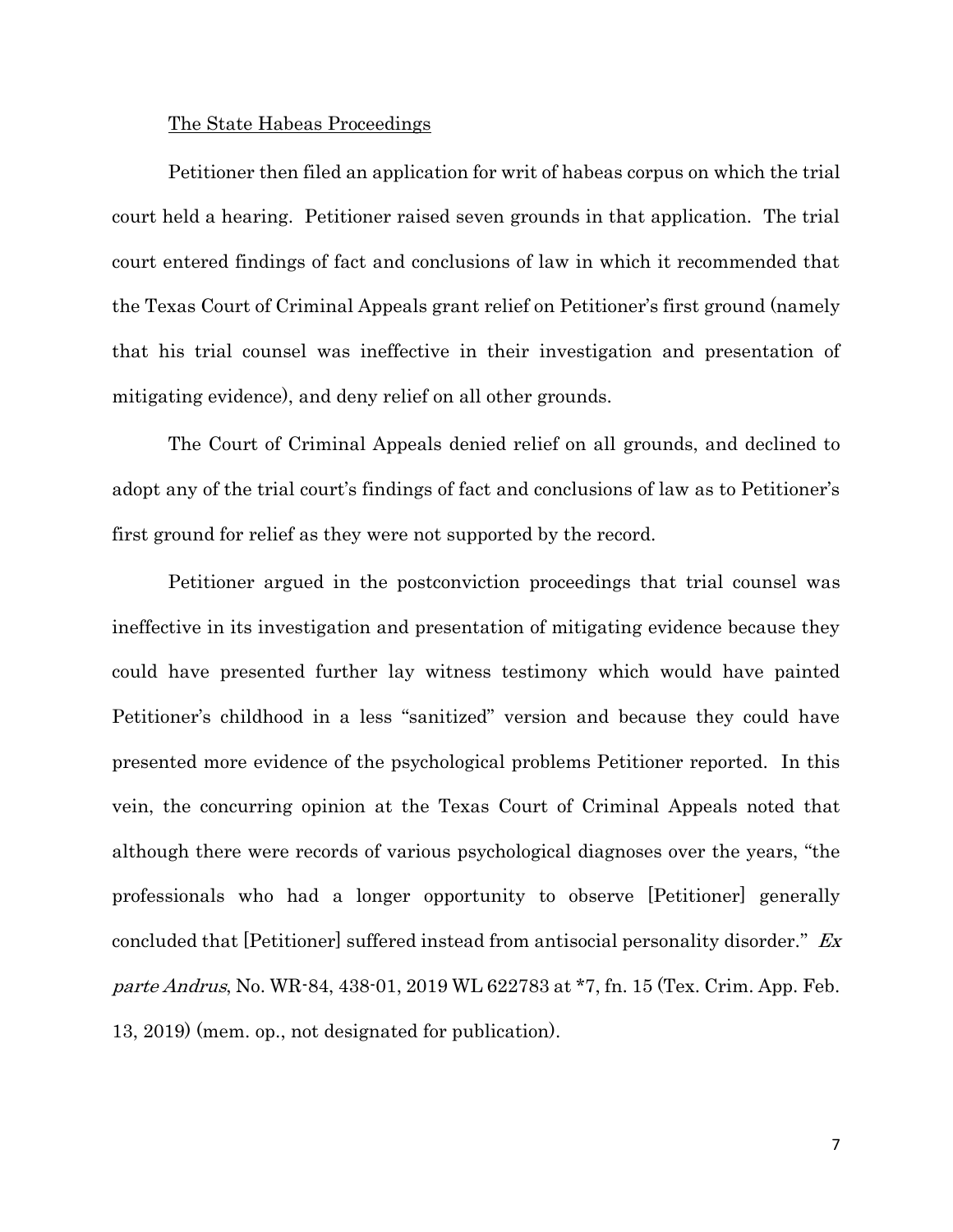<u>The State Habeas Proceedings</u>

Petitioner then filed an application for writ of habeas corpus on which the trial court held a hearing. Petitioner raised seven grounds in that application. The trial court entered findings of fact and conclusions of law in which it recommended that the Texas Court of Criminal Appeals grant relief on Petitioner's first ground (namely that his trial counsel was ineffective in their investigation and presentation of mitigating evidence), and deny relief on all other grounds.

The Court of Criminal Appeals denied relief on all grounds, and declined to adopt any of the trial court's findings of fact and conclusions of law as to Petitioner's first ground for relief as they were not supported by the record.

Petitioner argued in the postconviction proceedings that trial counsel was ineffective in its investigation and presentation of mitigating evidence because they could have presented further lay witness testimony which would have painted Petitioner's childhood in a less "sanitized" version and because they could have presented more evidence of the psychological problems Petitioner reported. In this vein, the concurring opinion at the Texas Court of Criminal Appeals noted that although there were records of various psychological diagnoses over the years, "the professionals who had a longer opportunity to observe [Petitioner] generally concluded that [Petitioner] suffered instead from antisocial personality disorder." *Ex parte Andrus*, No. WR-84, 438-01, 2019 WL 622783 at *7, fn. 15 (Tex. Crim. App. Feb. 13, 2019) (mem. op., not designated for publication).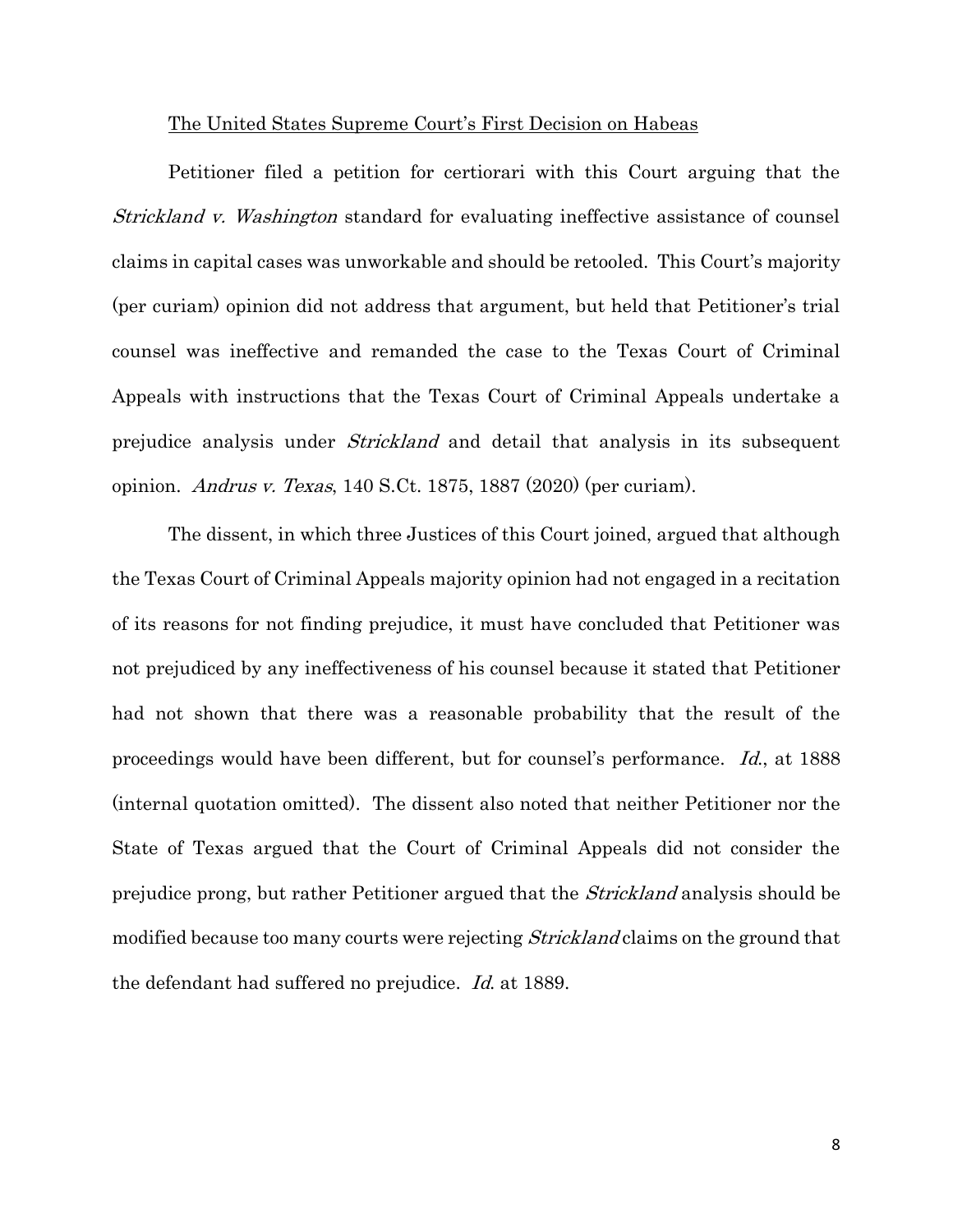<u>The United States Supreme Court's First Decision on Habeas</u>

Petitioner filed a petition for certiorari with this Court arguing that the *Strickland v. Washington* standard for evaluating ineffective assistance of counsel claims in capital cases was unworkable and should be retooled. This Court's majority (per curiam) opinion did not address that argument, but held that Petitioner's trial counsel was ineffective and remanded the case to the Texas Court of Criminal Appeals with instructions that the Texas Court of Criminal Appeals undertake a prejudice analysis under *Strickland* and detail that analysis in its subsequent opinion. *Andrus v. Texas*, 140 S.Ct. 1875, 1887 (2020) (per curiam).

The dissent, in which three Justices of this Court joined, argued that although the Texas Court of Criminal Appeals majority opinion had not engaged in a recitation of its reasons for not finding prejudice, it must have concluded that Petitioner was not prejudiced by any ineffectiveness of his counsel because it stated that Petitioner had not shown that there was a reasonable probability that the result of the proceedings would have been different, but for counsel's performance. *Id.*, at 1888 (internal quotation omitted). The dissent also noted that neither Petitioner nor the State of Texas argued that the Court of Criminal Appeals did not consider the prejudice prong, but rather Petitioner argued that the *Strickland* analysis should be modified because too many courts were rejecting *Strickland* claims on the ground that the defendant had suffered no prejudice. *Id.* at 1889.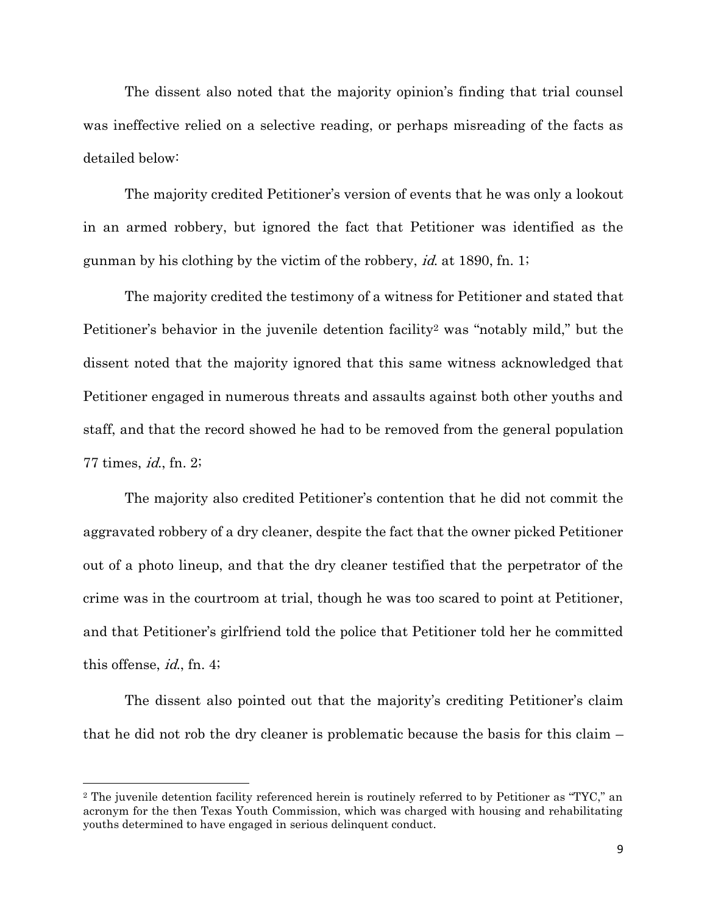The dissent also noted that the majority opinion's finding that trial counsel was ineffective relied on a selective reading, or perhaps misreading of the facts as detailed below:

The majority credited Petitioner's version of events that he was only a lookout in an armed robbery, but ignored the fact that Petitioner was identified as the gunman by his clothing by the victim of the robbery, *id.* at 1890, fn. 1;

The majority credited the testimony of a witness for Petitioner and stated that Petitioner's behavior in the juvenile detention facility[2] was "notably mild," but the dissent noted that the majority ignored that this same witness acknowledged that Petitioner engaged in numerous threats and assaults against both other youths and staff, and that the record showed he had to be removed from the general population 77 times, *id.*, fn. 2;

The majority also credited Petitioner's contention that he did not commit the aggravated robbery of a dry cleaner, despite the fact that the owner picked Petitioner out of a photo lineup, and that the dry cleaner testified that the perpetrator of the crime was in the courtroom at trial, though he was too scared to point at Petitioner, and that Petitioner's girlfriend told the police that Petitioner told her he committed this offense, *id.*, fn. 4;

The dissent also pointed out that the majority's crediting Petitioner's claim that he did not rob the dry cleaner is problematic because the basis for this claim –

---

[2] The juvenile detention facility referenced herein is routinely referred to by Petitioner as "TYC," an acronym for the then Texas Youth Commission, which was charged with housing and rehabilitating youths determined to have engaged in serious delinquent conduct.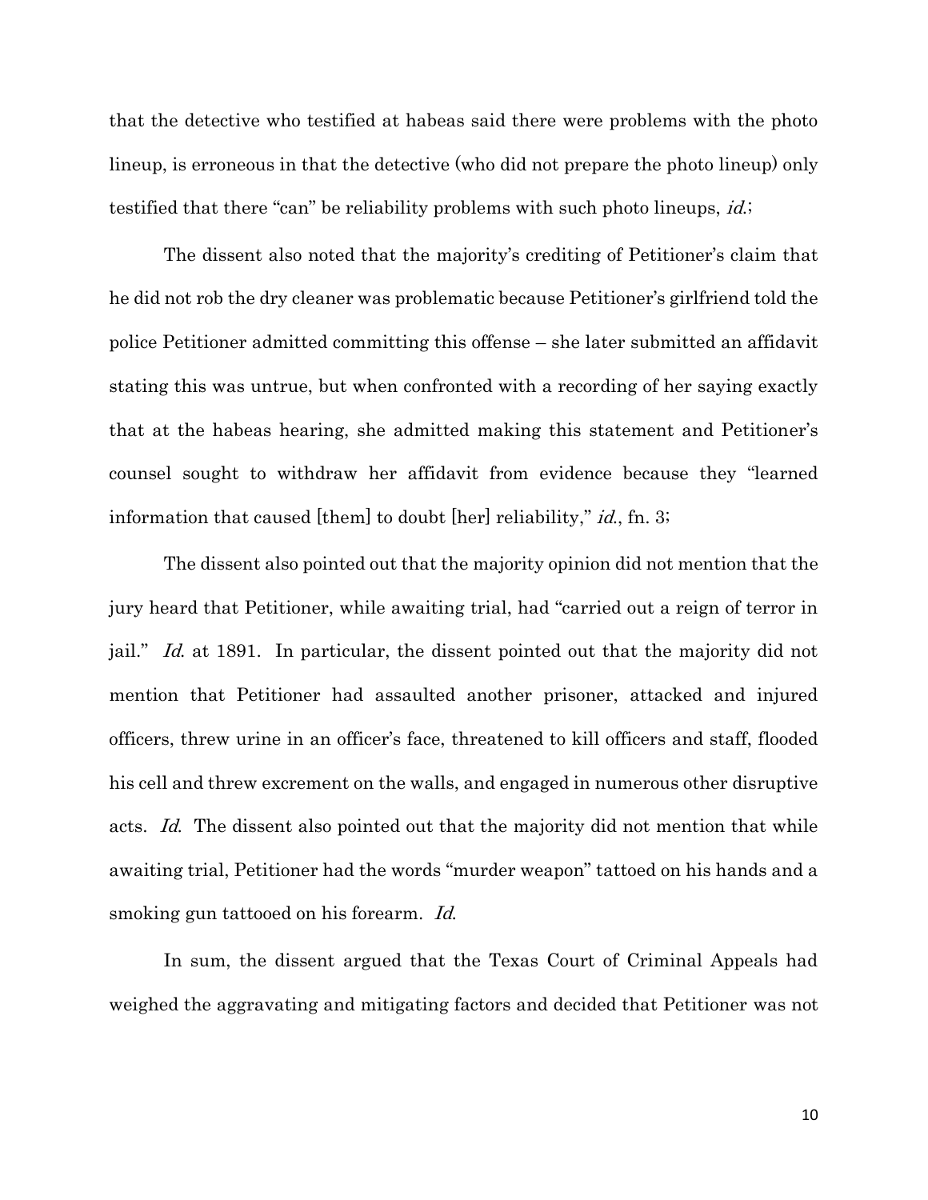that the detective who testified at habeas said there were problems with the photo lineup, is erroneous in that the detective (who did not prepare the photo lineup) only testified that there "can" be reliability problems with such photo lineups, *id.*;

The dissent also noted that the majority's crediting of Petitioner's claim that he did not rob the dry cleaner was problematic because Petitioner's girlfriend told the police Petitioner admitted committing this offense – she later submitted an affidavit stating this was untrue, but when confronted with a recording of her saying exactly that at the habeas hearing, she admitted making this statement and Petitioner's counsel sought to withdraw her affidavit from evidence because they "learned information that caused [them] to doubt [her] reliability," *id.*, fn. 3;

The dissent also pointed out that the majority opinion did not mention that the jury heard that Petitioner, while awaiting trial, had "carried out a reign of terror in jail." *Id.* at 1891. In particular, the dissent pointed out that the majority did not mention that Petitioner had assaulted another prisoner, attacked and injured officers, threw urine in an officer's face, threatened to kill officers and staff, flooded his cell and threw excrement on the walls, and engaged in numerous other disruptive acts. *Id.* The dissent also pointed out that the majority did not mention that while awaiting trial, Petitioner had the words "murder weapon" tattooed on his hands and a smoking gun tattooed on his forearm. *Id.*

In sum, the dissent argued that the Texas Court of Criminal Appeals had weighed the aggravating and mitigating factors and decided that Petitioner was not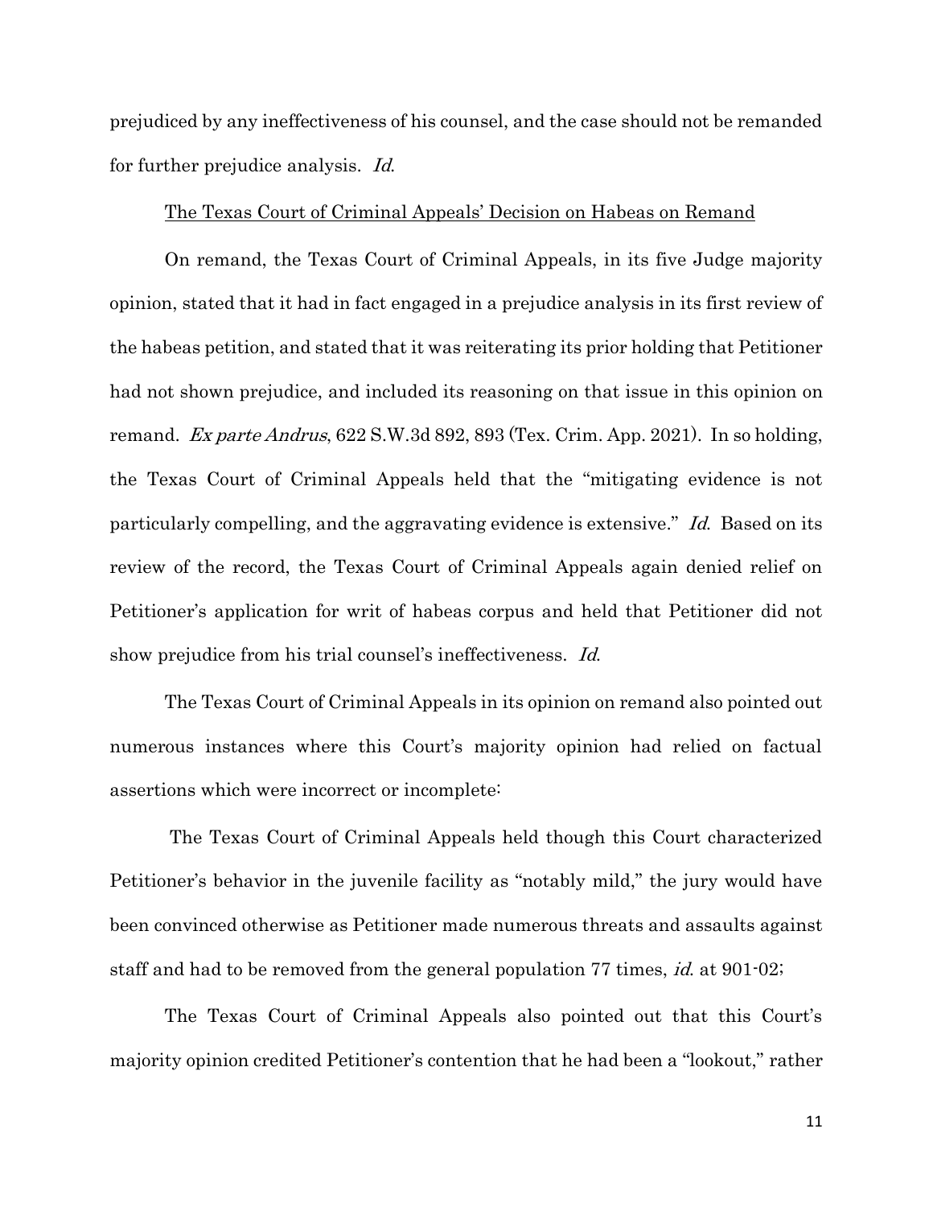prejudiced by any ineffectiveness of his counsel, and the case should not be remanded for further prejudice analysis. *Id.*

<u>The Texas Court of Criminal Appeals' Decision on Habeas on Remand</u>

On remand, the Texas Court of Criminal Appeals, in its five Judge majority opinion, stated that it had in fact engaged in a prejudice analysis in its first review of the habeas petition, and stated that it was reiterating its prior holding that Petitioner had not shown prejudice, and included its reasoning on that issue in this opinion on remand. *Ex parte Andrus*, 622 S.W.3d 892, 893 (Tex. Crim. App. 2021). In so holding, the Texas Court of Criminal Appeals held that the "mitigating evidence is not particularly compelling, and the aggravating evidence is extensive." *Id.* Based on its review of the record, the Texas Court of Criminal Appeals again denied relief on Petitioner's application for writ of habeas corpus and held that Petitioner did not show prejudice from his trial counsel's ineffectiveness. *Id.*

The Texas Court of Criminal Appeals in its opinion on remand also pointed out numerous instances where this Court's majority opinion had relied on factual assertions which were incorrect or incomplete:

The Texas Court of Criminal Appeals held though this Court characterized Petitioner's behavior in the juvenile facility as "notably mild," the jury would have been convinced otherwise as Petitioner made numerous threats and assaults against staff and had to be removed from the general population 77 times, *id.* at 901-02;

The Texas Court of Criminal Appeals also pointed out that this Court's majority opinion credited Petitioner's contention that he had been a "lookout," rather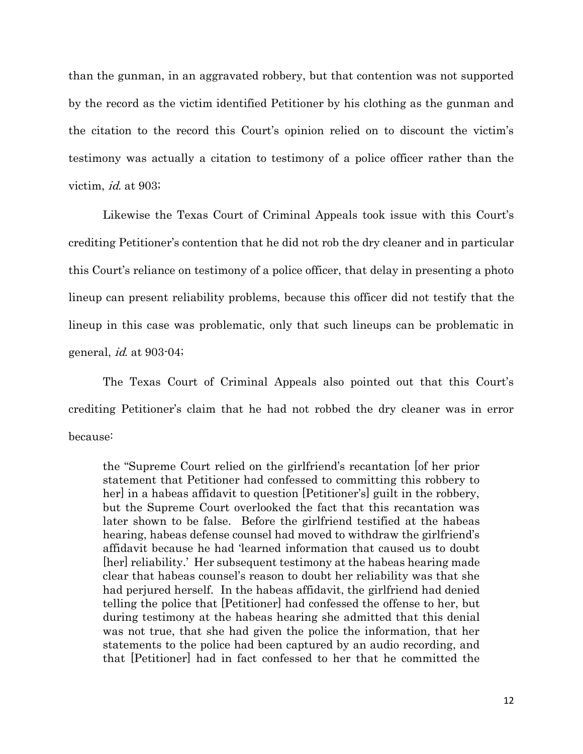than the gunman, in an aggravated robbery, but that contention was not supported by the record as the victim identified Petitioner by his clothing as the gunman and the citation to the record this Court's opinion relied on to discount the victim's testimony was actually a citation to testimony of a police officer rather than the victim, *id.* at 903;

Likewise the Texas Court of Criminal Appeals took issue with this Court's crediting Petitioner's contention that he did not rob the dry cleaner and in particular this Court's reliance on testimony of a police officer, that delay in presenting a photo lineup can present reliability problems, because this officer did not testify that the lineup in this case was problematic, only that such lineups can be problematic in general, *id.* at 903-04;

The Texas Court of Criminal Appeals also pointed out that this Court's crediting Petitioner's claim that he had not robbed the dry cleaner was in error because:

> the "Supreme Court relied on the girlfriend's recantation [of her prior statement that Petitioner had confessed to committing this robbery to her] in a habeas affidavit to question [Petitioner's] guilt in the robbery, but the Supreme Court overlooked the fact that this recantation was later shown to be false. Before the girlfriend testified at the habeas hearing, habeas defense counsel had moved to withdraw the girlfriend's affidavit because he had 'learned information that caused us to doubt [her] reliability.' Her subsequent testimony at the habeas hearing made clear that habeas counsel's reason to doubt her reliability was that she had perjured herself. In the habeas affidavit, the girlfriend had denied telling the police that [Petitioner] had confessed the offense to her, but during testimony at the habeas hearing she admitted that this denial was not true, that she had given the police the information, that her statements to the police had been captured by an audio recording, and that [Petitioner] had in fact confessed to her that he committed the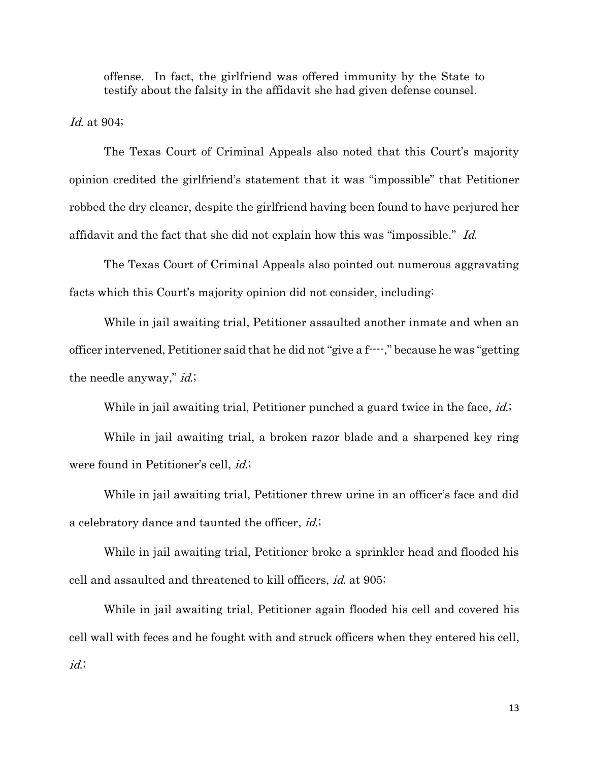> offense. In fact, the girlfriend was offered immunity by the State to testify about the falsity in the affidavit she had given defense counsel.

*Id.* at 904;

The Texas Court of Criminal Appeals also noted that this Court's majority opinion credited the girlfriend's statement that it was "impossible" that Petitioner robbed the dry cleaner, despite the girlfriend having been found to have perjured her affidavit and the fact that she did not explain how this was "impossible." *Id.*

The Texas Court of Criminal Appeals also pointed out numerous aggravating facts which this Court's majority opinion did not consider, including:

While in jail awaiting trial, Petitioner assaulted another inmate and when an officer intervened, Petitioner said that he did not "give a f----," because he was "getting the needle anyway," *id.*;

While in jail awaiting trial, Petitioner punched a guard twice in the face, *id.*;

While in jail awaiting trial, a broken razor blade and a sharpened key ring were found in Petitioner's cell, *id.*;

While in jail awaiting trial, Petitioner threw urine in an officer's face and did a celebratory dance and taunted the officer, *id.*;

While in jail awaiting trial, Petitioner broke a sprinkler head and flooded his cell and assaulted and threatened to kill officers, *id.* at 905;

While in jail awaiting trial, Petitioner again flooded his cell and covered his cell wall with feces and he fought with and struck officers when they entered his cell, *id.*;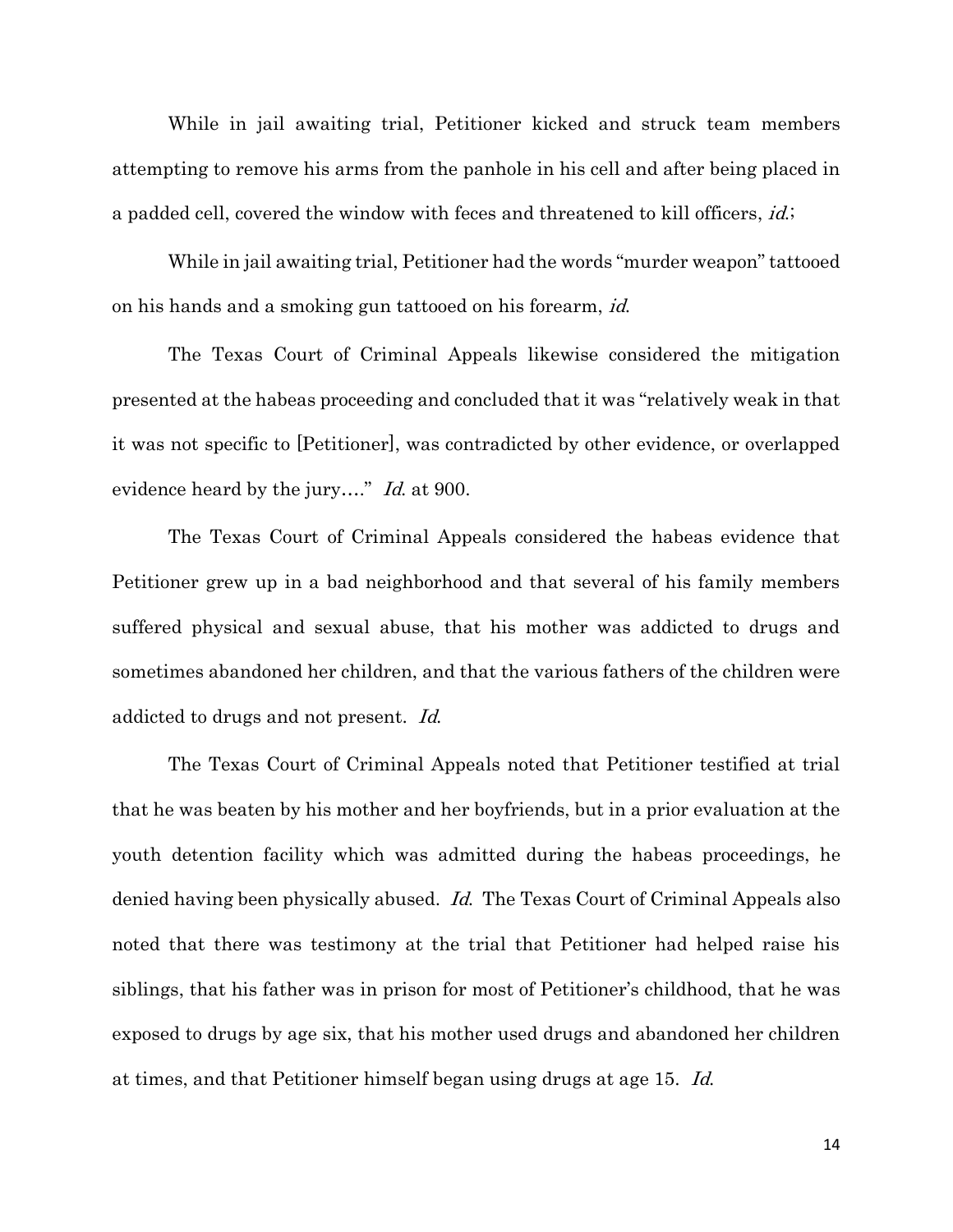While in jail awaiting trial, Petitioner kicked and struck team members attempting to remove his arms from the panhole in his cell and after being placed in a padded cell, covered the window with feces and threatened to kill officers, *id.*;

While in jail awaiting trial, Petitioner had the words "murder weapon" tattooed on his hands and a smoking gun tattooed on his forearm, *id.*

The Texas Court of Criminal Appeals likewise considered the mitigation presented at the habeas proceeding and concluded that it was "relatively weak in that it was not specific to [Petitioner], was contradicted by other evidence, or overlapped evidence heard by the jury…." *Id.* at 900.

The Texas Court of Criminal Appeals considered the habeas evidence that Petitioner grew up in a bad neighborhood and that several of his family members suffered physical and sexual abuse, that his mother was addicted to drugs and sometimes abandoned her children, and that the various fathers of the children were addicted to drugs and not present. *Id.*

The Texas Court of Criminal Appeals noted that Petitioner testified at trial that he was beaten by his mother and her boyfriends, but in a prior evaluation at the youth detention facility which was admitted during the habeas proceedings, he denied having been physically abused. *Id.* The Texas Court of Criminal Appeals also noted that there was testimony at the trial that Petitioner had helped raise his siblings, that his father was in prison for most of Petitioner's childhood, that he was exposed to drugs by age six, that his mother used drugs and abandoned her children at times, and that Petitioner himself began using drugs at age 15. *Id.*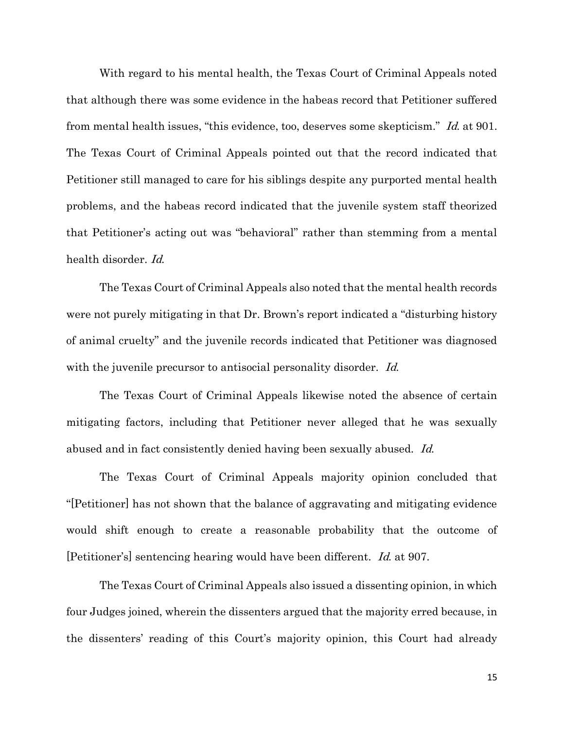With regard to his mental health, the Texas Court of Criminal Appeals noted that although there was some evidence in the habeas record that Petitioner suffered from mental health issues, "this evidence, too, deserves some skepticism." *Id.* at 901. The Texas Court of Criminal Appeals pointed out that the record indicated that Petitioner still managed to care for his siblings despite any purported mental health problems, and the habeas record indicated that the juvenile system staff theorized that Petitioner's acting out was "behavioral" rather than stemming from a mental health disorder. *Id.*

The Texas Court of Criminal Appeals also noted that the mental health records were not purely mitigating in that Dr. Brown's report indicated a "disturbing history of animal cruelty" and the juvenile records indicated that Petitioner was diagnosed with the juvenile precursor to antisocial personality disorder. *Id.*

The Texas Court of Criminal Appeals likewise noted the absence of certain mitigating factors, including that Petitioner never alleged that he was sexually abused and in fact consistently denied having been sexually abused. *Id.*

The Texas Court of Criminal Appeals majority opinion concluded that "[Petitioner] has not shown that the balance of aggravating and mitigating evidence would shift enough to create a reasonable probability that the outcome of [Petitioner's] sentencing hearing would have been different. *Id.* at 907.

The Texas Court of Criminal Appeals also issued a dissenting opinion, in which four Judges joined, wherein the dissenters argued that the majority erred because, in the dissenters' reading of this Court's majority opinion, this Court had already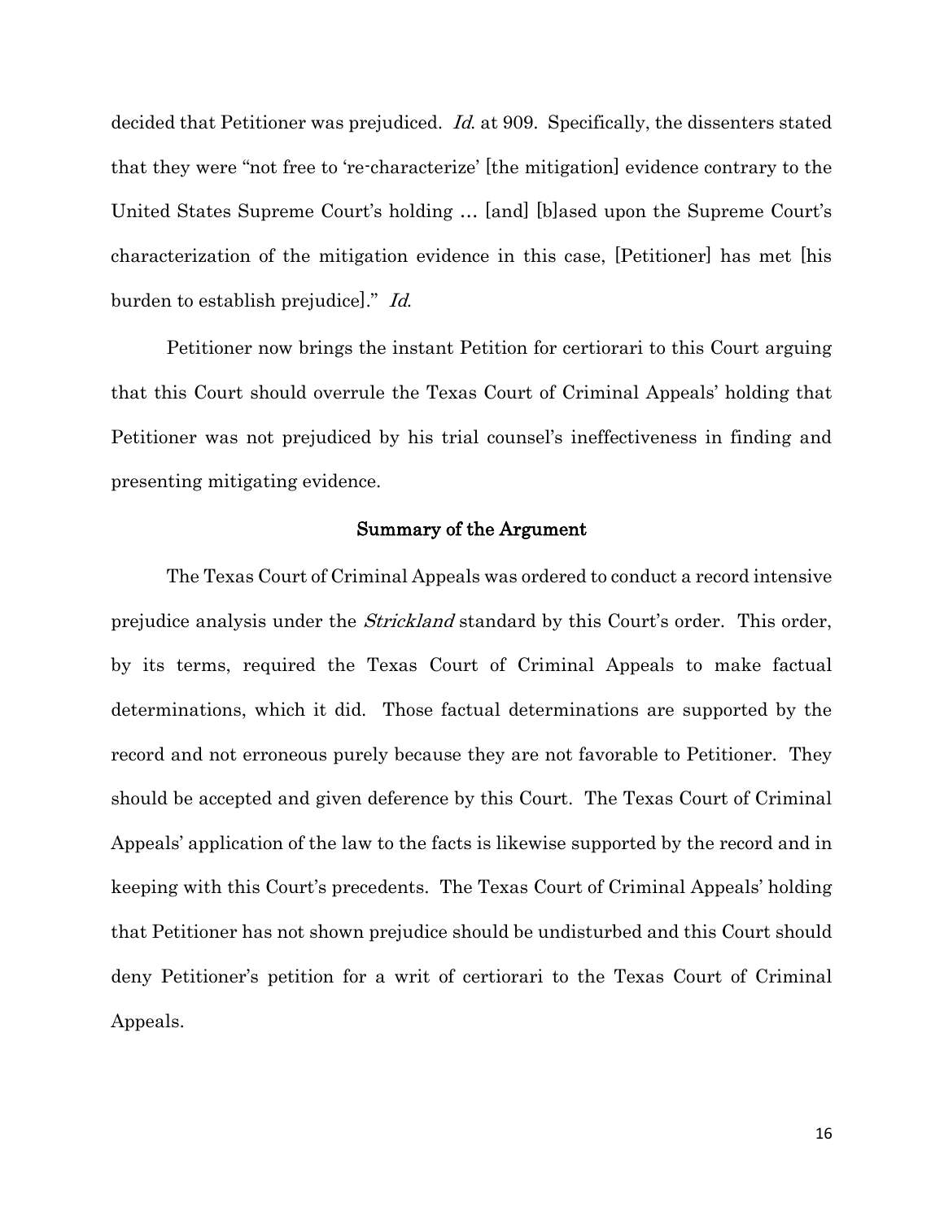decided that Petitioner was prejudiced. *Id.* at 909. Specifically, the dissenters stated that they were "not free to 're-characterize' [the mitigation] evidence contrary to the United States Supreme Court's holding … [and] [b]ased upon the Supreme Court's characterization of the mitigation evidence in this case, [Petitioner] has met [his burden to establish prejudice]." *Id.*

Petitioner now brings the instant Petition for certiorari to this Court arguing that this Court should overrule the Texas Court of Criminal Appeals' holding that Petitioner was not prejudiced by his trial counsel's ineffectiveness in finding and presenting mitigating evidence.

## Summary of the Argument

The Texas Court of Criminal Appeals was ordered to conduct a record intensive prejudice analysis under the *Strickland* standard by this Court's order. This order, by its terms, required the Texas Court of Criminal Appeals to make factual determinations, which it did. Those factual determinations are supported by the record and not erroneous purely because they are not favorable to Petitioner. They should be accepted and given deference by this Court. The Texas Court of Criminal Appeals' application of the law to the facts is likewise supported by the record and in keeping with this Court's precedents. The Texas Court of Criminal Appeals' holding that Petitioner has not shown prejudice should be undisturbed and this Court should deny Petitioner's petition for a writ of certiorari to the Texas Court of Criminal Appeals.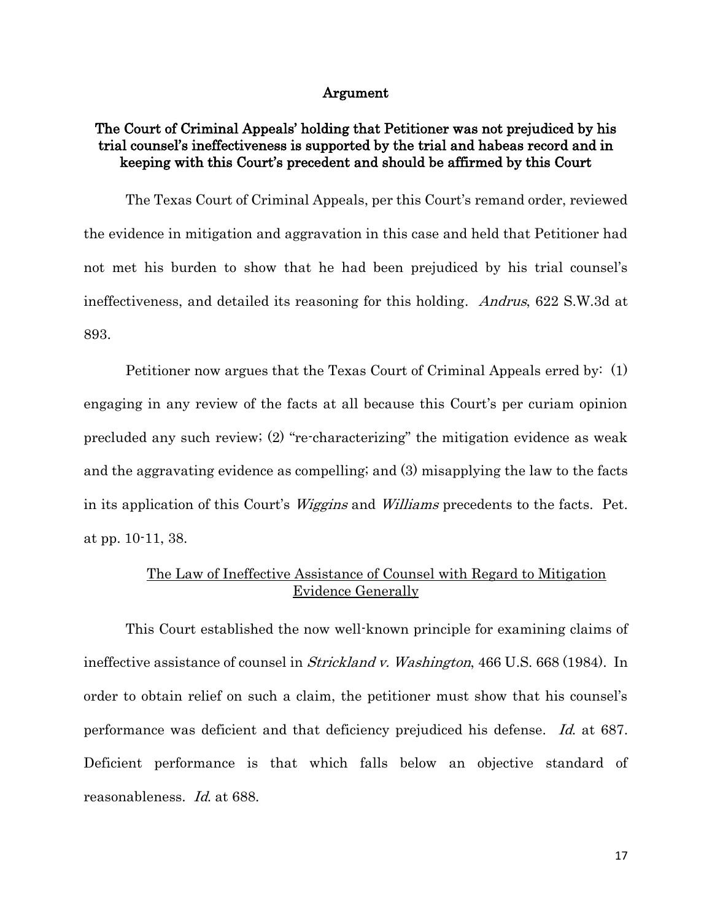## Argument

### The Court of Criminal Appeals' holding that Petitioner was not prejudiced by his trial counsel's ineffectiveness is supported by the trial and habeas record and in keeping with this Court's precedent and should be affirmed by this Court

The Texas Court of Criminal Appeals, per this Court's remand order, reviewed the evidence in mitigation and aggravation in this case and held that Petitioner had not met his burden to show that he had been prejudiced by his trial counsel's ineffectiveness, and detailed its reasoning for this holding. *Andrus*, 622 S.W.3d at 893.

Petitioner now argues that the Texas Court of Criminal Appeals erred by: (1) engaging in any review of the facts at all because this Court's per curiam opinion precluded any such review; (2) "re-characterizing" the mitigation evidence as weak and the aggravating evidence as compelling; and (3) misapplying the law to the facts in its application of this Court's *Wiggins* and *Williams* precedents to the facts. Pet. at pp. 10-11, 38.

#### The Law of Ineffective Assistance of Counsel with Regard to Mitigation Evidence Generally

This Court established the now well-known principle for examining claims of ineffective assistance of counsel in *Strickland v. Washington*, 466 U.S. 668 (1984). In order to obtain relief on such a claim, the petitioner must show that his counsel's performance was deficient and that deficiency prejudiced his defense. *Id.* at 687. Deficient performance is that which falls below an objective standard of reasonableness. *Id.* at 688.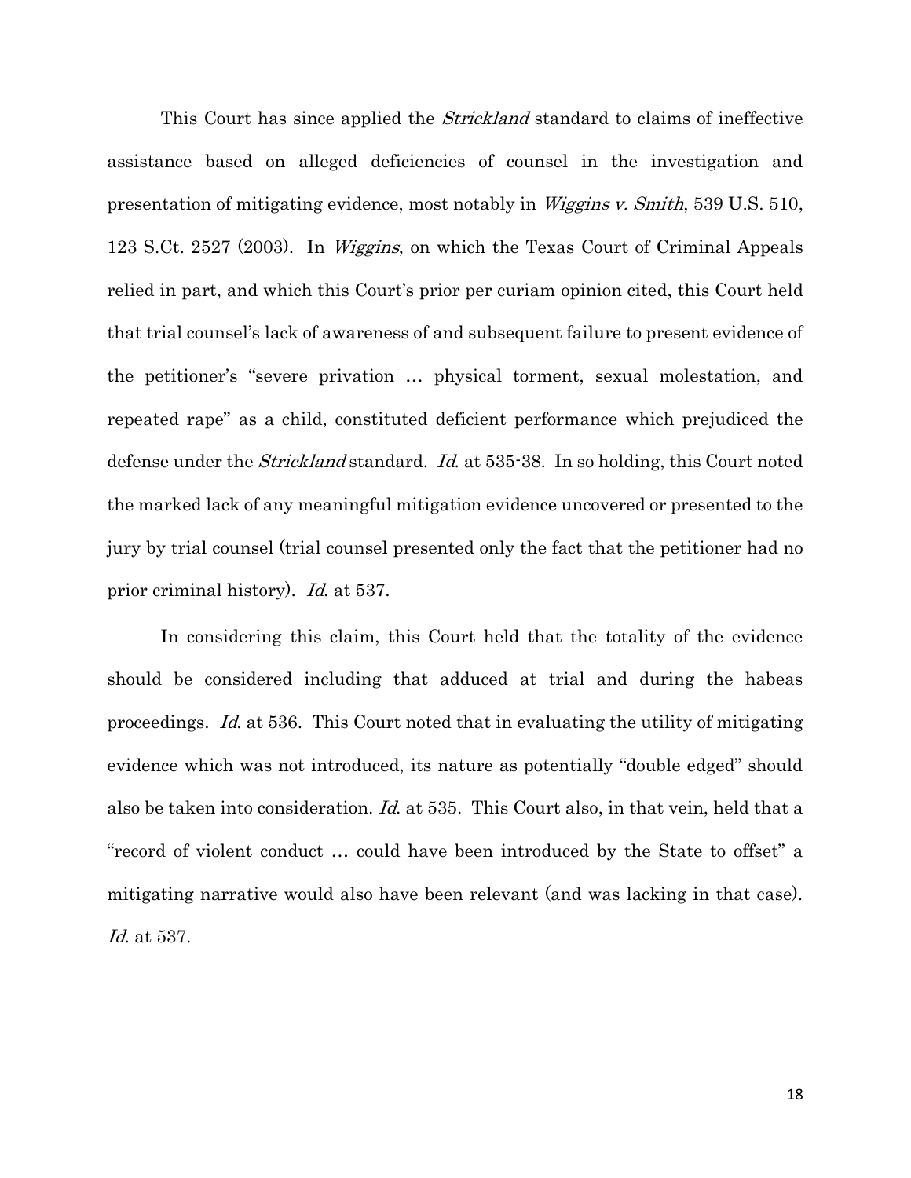This Court has since applied the *Strickland* standard to claims of ineffective assistance based on alleged deficiencies of counsel in the investigation and presentation of mitigating evidence, most notably in *Wiggins v. Smith*, 539 U.S. 510, 123 S.Ct. 2527 (2003). In *Wiggins*, on which the Texas Court of Criminal Appeals relied in part, and which this Court's prior per curiam opinion cited, this Court held that trial counsel's lack of awareness of and subsequent failure to present evidence of the petitioner's "severe privation … physical torment, sexual molestation, and repeated rape" as a child, constituted deficient performance which prejudiced the defense under the *Strickland* standard. *Id.* at 535-38. In so holding, this Court noted the marked lack of any meaningful mitigation evidence uncovered or presented to the jury by trial counsel (trial counsel presented only the fact that the petitioner had no prior criminal history). *Id.* at 537.

In considering this claim, this Court held that the totality of the evidence should be considered including that adduced at trial and during the habeas proceedings. *Id.* at 536. This Court noted that in evaluating the utility of mitigating evidence which was not introduced, its nature as potentially "double edged" should also be taken into consideration. *Id.* at 535. This Court also, in that vein, held that a "record of violent conduct … could have been introduced by the State to offset" a mitigating narrative would also have been relevant (and was lacking in that case). *Id.* at 537.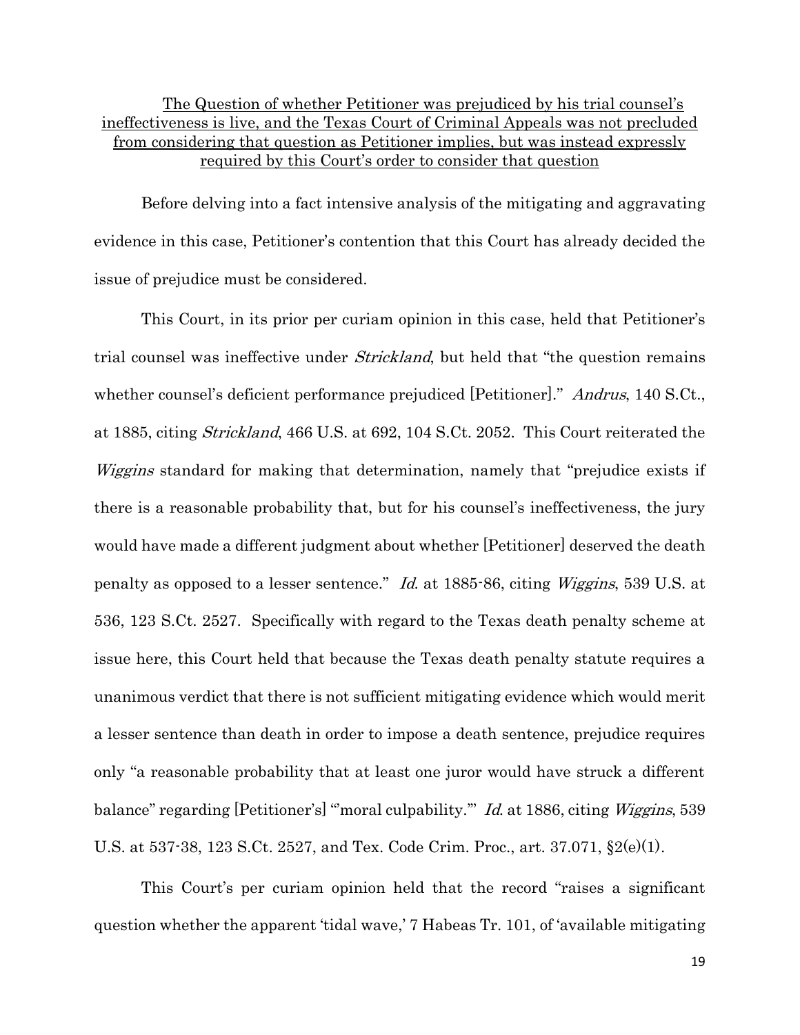The Question of whether Petitioner was prejudiced by his trial counsel's ineffectiveness is live, and the Texas Court of Criminal Appeals was not precluded from considering that question as Petitioner implies, but was instead expressly required by this Court's order to consider that question

Before delving into a fact intensive analysis of the mitigating and aggravating evidence in this case, Petitioner's contention that this Court has already decided the issue of prejudice must be considered.

This Court, in its prior per curiam opinion in this case, held that Petitioner's trial counsel was ineffective under *Strickland*, but held that "the question remains whether counsel's deficient performance prejudiced [Petitioner]." *Andrus*, 140 S.Ct., at 1885, citing *Strickland*, 466 U.S. at 692, 104 S.Ct. 2052. This Court reiterated the *Wiggins* standard for making that determination, namely that "prejudice exists if there is a reasonable probability that, but for his counsel's ineffectiveness, the jury would have made a different judgment about whether [Petitioner] deserved the death penalty as opposed to a lesser sentence." *Id.* at 1885-86, citing *Wiggins*, 539 U.S. at 536, 123 S.Ct. 2527. Specifically with regard to the Texas death penalty scheme at issue here, this Court held that because the Texas death penalty statute requires a unanimous verdict that there is not sufficient mitigating evidence which would merit a lesser sentence than death in order to impose a death sentence, prejudice requires only "a reasonable probability that at least one juror would have struck a different balance" regarding [Petitioner's] "'moral culpability.'" *Id.* at 1886, citing *Wiggins*, 539 U.S. at 537-38, 123 S.Ct. 2527, and Tex. Code Crim. Proc., art. 37.071, §2(e)(1).

This Court's per curiam opinion held that the record "raises a significant question whether the apparent 'tidal wave,' 7 Habeas Tr. 101, of 'available mitigating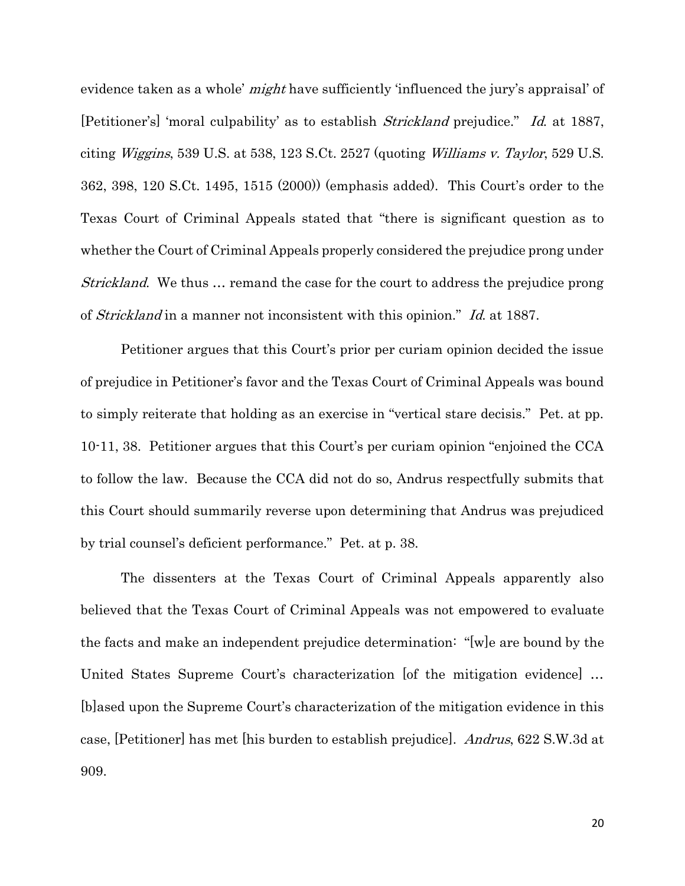evidence taken as a whole' *might* have sufficiently 'influenced the jury's appraisal' of [Petitioner's] 'moral culpability' as to establish *Strickland* prejudice." *Id.* at 1887, citing *Wiggins*, 539 U.S. at 538, 123 S.Ct. 2527 (quoting *Williams v. Taylor*, 529 U.S. 362, 398, 120 S.Ct. 1495, 1515 (2000)) (emphasis added). This Court's order to the Texas Court of Criminal Appeals stated that "there is significant question as to whether the Court of Criminal Appeals properly considered the prejudice prong under *Strickland*. We thus … remand the case for the court to address the prejudice prong of *Strickland* in a manner not inconsistent with this opinion." *Id.* at 1887.

Petitioner argues that this Court's prior per curiam opinion decided the issue of prejudice in Petitioner's favor and the Texas Court of Criminal Appeals was bound to simply reiterate that holding as an exercise in "vertical stare decisis." Pet. at pp. 10-11, 38. Petitioner argues that this Court's per curiam opinion "enjoined the CCA to follow the law. Because the CCA did not do so, Andrus respectfully submits that this Court should summarily reverse upon determining that Andrus was prejudiced by trial counsel's deficient performance." Pet. at p. 38.

The dissenters at the Texas Court of Criminal Appeals apparently also believed that the Texas Court of Criminal Appeals was not empowered to evaluate the facts and make an independent prejudice determination: "[w]e are bound by the United States Supreme Court's characterization [of the mitigation evidence] … [b]ased upon the Supreme Court's characterization of the mitigation evidence in this case, [Petitioner] has met [his burden to establish prejudice]. *Andrus*, 622 S.W.3d at 909.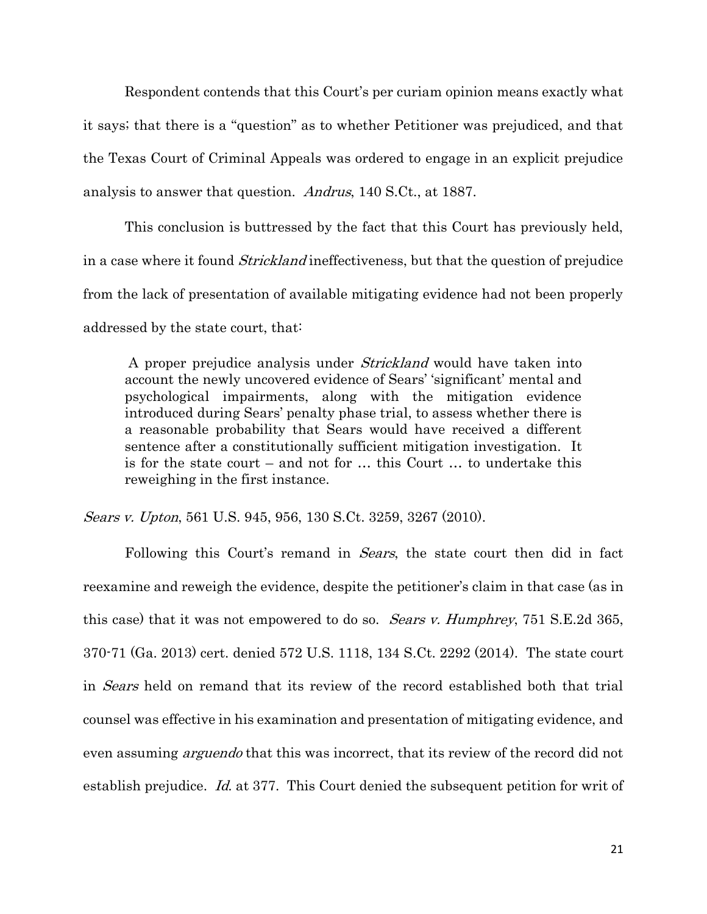Respondent contends that this Court's per curiam opinion means exactly what it says; that there is a "question" as to whether Petitioner was prejudiced, and that the Texas Court of Criminal Appeals was ordered to engage in an explicit prejudice analysis to answer that question. *Andrus*, 140 S.Ct., at 1887.

This conclusion is buttressed by the fact that this Court has previously held, in a case where it found *Strickland* ineffectiveness, but that the question of prejudice from the lack of presentation of available mitigating evidence had not been properly addressed by the state court, that:

> A proper prejudice analysis under *Strickland* would have taken into account the newly uncovered evidence of Sears' 'significant' mental and psychological impairments, along with the mitigation evidence introduced during Sears' penalty phase trial, to assess whether there is a reasonable probability that Sears would have received a different sentence after a constitutionally sufficient mitigation investigation. It is for the state court – and not for … this Court … to undertake this reweighing in the first instance.

*Sears v. Upton*, 561 U.S. 945, 956, 130 S.Ct. 3259, 3267 (2010).

Following this Court's remand in *Sears*, the state court then did in fact reexamine and reweigh the evidence, despite the petitioner's claim in that case (as in this case) that it was not empowered to do so. *Sears v. Humphrey*, 751 S.E.2d 365, 370-71 (Ga. 2013) cert. denied 572 U.S. 1118, 134 S.Ct. 2292 (2014). The state court in *Sears* held on remand that its review of the record established both that trial counsel was effective in his examination and presentation of mitigating evidence, and even assuming *arguendo* that this was incorrect, that its review of the record did not establish prejudice. *Id.* at 377. This Court denied the subsequent petition for writ of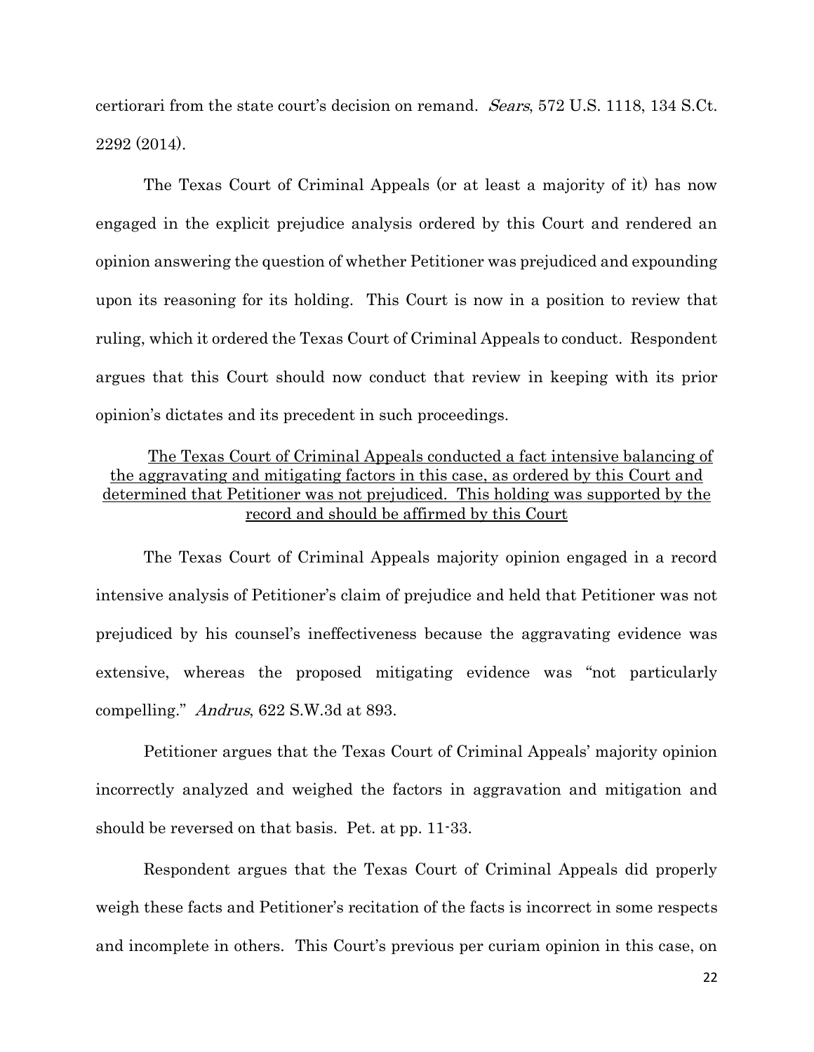certiorari from the state court's decision on remand. *Sears*, 572 U.S. 1118, 134 S.Ct. 2292 (2014).

The Texas Court of Criminal Appeals (or at least a majority of it) has now engaged in the explicit prejudice analysis ordered by this Court and rendered an opinion answering the question of whether Petitioner was prejudiced and expounding upon its reasoning for its holding. This Court is now in a position to review that ruling, which it ordered the Texas Court of Criminal Appeals to conduct. Respondent argues that this Court should now conduct that review in keeping with its prior opinion's dictates and its precedent in such proceedings.

<u>The Texas Court of Criminal Appeals conducted a fact intensive balancing of the aggravating and mitigating factors in this case, as ordered by this Court and determined that Petitioner was not prejudiced. This holding was supported by the record and should be affirmed by this Court</u>

The Texas Court of Criminal Appeals majority opinion engaged in a record intensive analysis of Petitioner's claim of prejudice and held that Petitioner was not prejudiced by his counsel's ineffectiveness because the aggravating evidence was extensive, whereas the proposed mitigating evidence was "not particularly compelling." *Andrus*, 622 S.W.3d at 893.

Petitioner argues that the Texas Court of Criminal Appeals' majority opinion incorrectly analyzed and weighed the factors in aggravation and mitigation and should be reversed on that basis. Pet. at pp. 11-33.

Respondent argues that the Texas Court of Criminal Appeals did properly weigh these facts and Petitioner's recitation of the facts is incorrect in some respects and incomplete in others. This Court's previous per curiam opinion in this case, on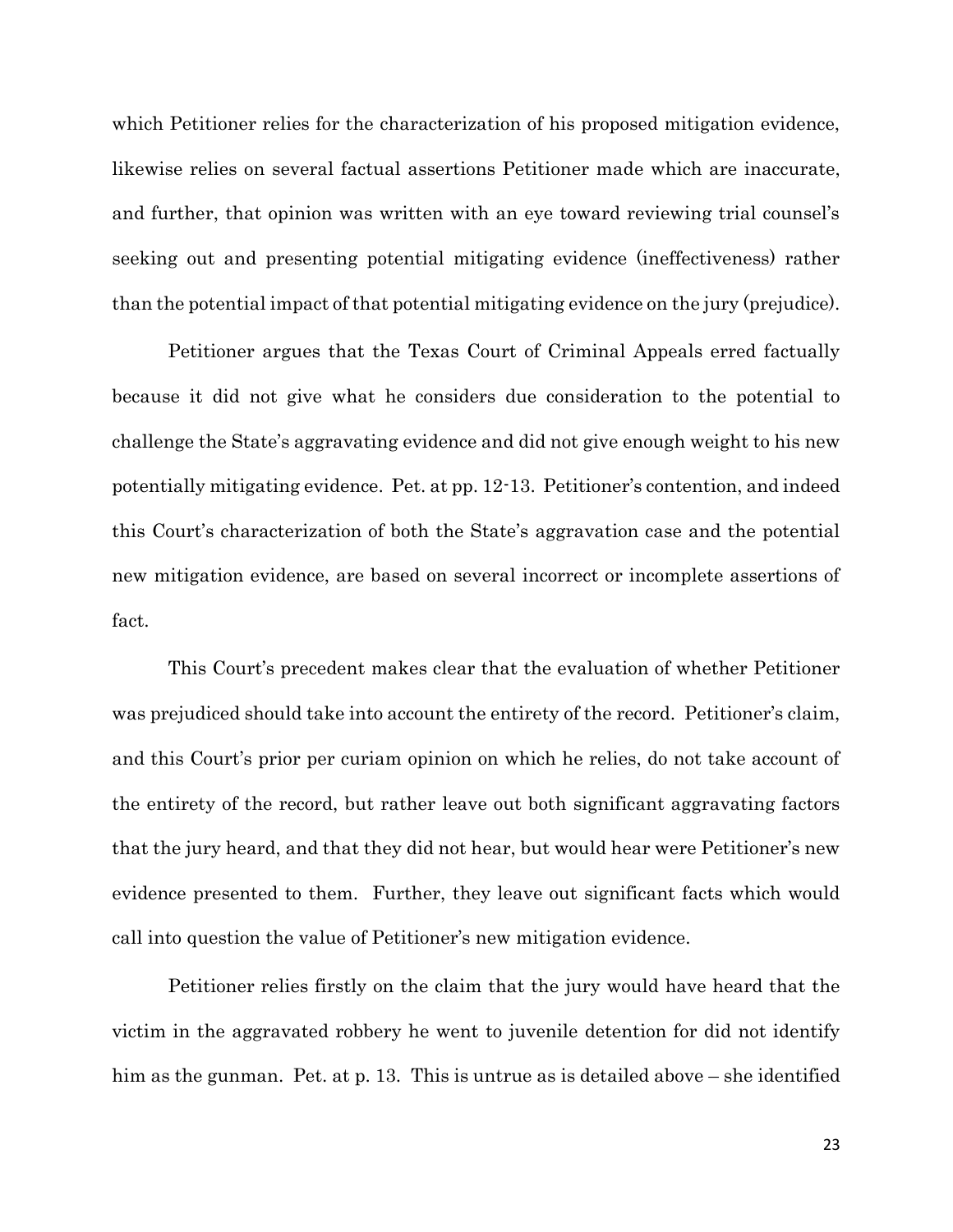which Petitioner relies for the characterization of his proposed mitigation evidence, likewise relies on several factual assertions Petitioner made which are inaccurate, and further, that opinion was written with an eye toward reviewing trial counsel's seeking out and presenting potential mitigating evidence (ineffectiveness) rather than the potential impact of that potential mitigating evidence on the jury (prejudice).

Petitioner argues that the Texas Court of Criminal Appeals erred factually because it did not give what he considers due consideration to the potential to challenge the State's aggravating evidence and did not give enough weight to his new potentially mitigating evidence. Pet. at pp. 12-13. Petitioner's contention, and indeed this Court's characterization of both the State's aggravation case and the potential new mitigation evidence, are based on several incorrect or incomplete assertions of fact.

This Court's precedent makes clear that the evaluation of whether Petitioner was prejudiced should take into account the entirety of the record. Petitioner's claim, and this Court's prior per curiam opinion on which he relies, do not take account of the entirety of the record, but rather leave out both significant aggravating factors that the jury heard, and that they did not hear, but would hear were Petitioner's new evidence presented to them. Further, they leave out significant facts which would call into question the value of Petitioner's new mitigation evidence.

Petitioner relies firstly on the claim that the jury would have heard that the victim in the aggravated robbery he went to juvenile detention for did not identify him as the gunman. Pet. at p. 13. This is untrue as is detailed above – she identified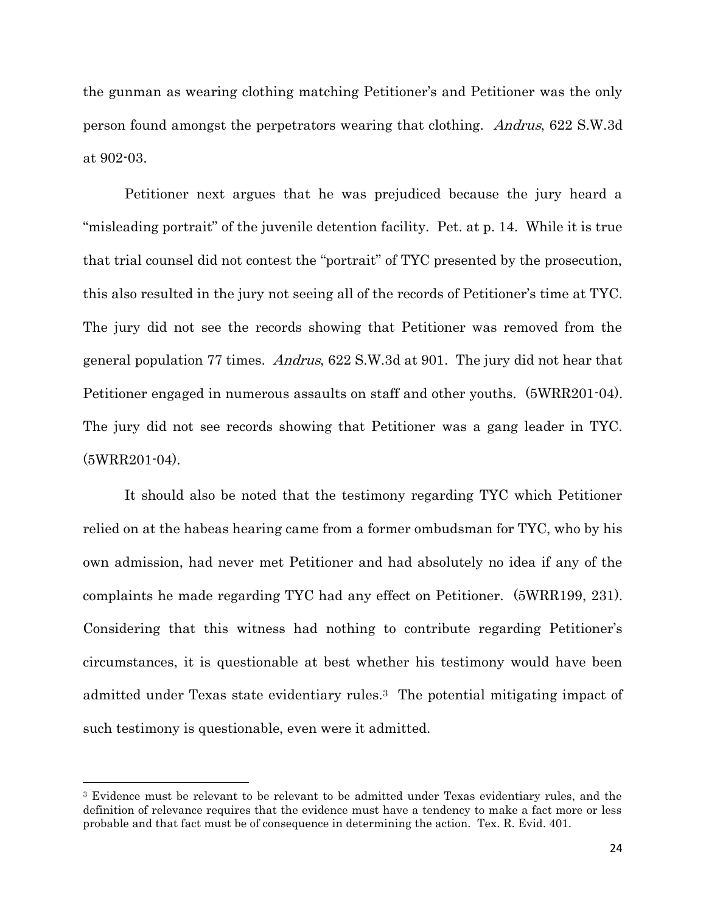the gunman as wearing clothing matching Petitioner's and Petitioner was the only person found amongst the perpetrators wearing that clothing. *Andrus*, 622 S.W.3d at 902-03.

Petitioner next argues that he was prejudiced because the jury heard a "misleading portrait" of the juvenile detention facility. Pet. at p. 14. While it is true that trial counsel did not contest the "portrait" of TYC presented by the prosecution, this also resulted in the jury not seeing all of the records of Petitioner's time at TYC. The jury did not see the records showing that Petitioner was removed from the general population 77 times. *Andrus*, 622 S.W.3d at 901. The jury did not hear that Petitioner engaged in numerous assaults on staff and other youths. (5WRR201-04). The jury did not see records showing that Petitioner was a gang leader in TYC. (5WRR201-04).

It should also be noted that the testimony regarding TYC which Petitioner relied on at the habeas hearing came from a former ombudsman for TYC, who by his own admission, had never met Petitioner and had absolutely no idea if any of the complaints he made regarding TYC had any effect on Petitioner. (5WRR199, 231). Considering that this witness had nothing to contribute regarding Petitioner's circumstances, it is questionable at best whether his testimony would have been admitted under Texas state evidentiary rules.[3] The potential mitigating impact of such testimony is questionable, even were it admitted.

---

[3] Evidence must be relevant to be relevant to be admitted under Texas evidentiary rules, and the definition of relevance requires that the evidence must have a tendency to make a fact more or less probable and that fact must be of consequence in determining the action. Tex. R. Evid. 401.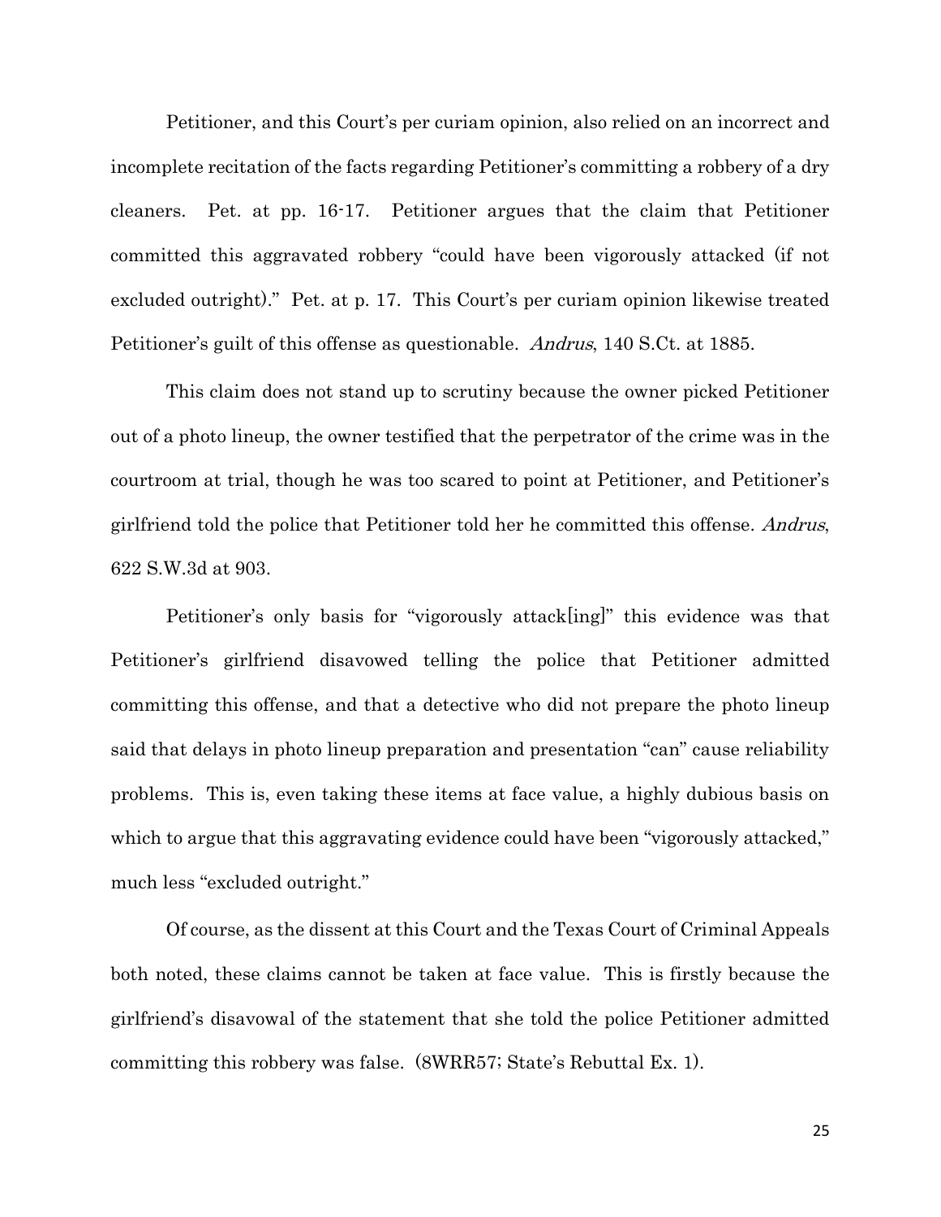Petitioner, and this Court's per curiam opinion, also relied on an incorrect and incomplete recitation of the facts regarding Petitioner's committing a robbery of a dry cleaners. Pet. at pp. 16-17. Petitioner argues that the claim that Petitioner committed this aggravated robbery "could have been vigorously attacked (if not excluded outright)." Pet. at p. 17. This Court's per curiam opinion likewise treated Petitioner's guilt of this offense as questionable. *Andrus*, 140 S.Ct. at 1885.

This claim does not stand up to scrutiny because the owner picked Petitioner out of a photo lineup, the owner testified that the perpetrator of the crime was in the courtroom at trial, though he was too scared to point at Petitioner, and Petitioner's girlfriend told the police that Petitioner told her he committed this offense. *Andrus*, 622 S.W.3d at 903.

Petitioner's only basis for "vigorously attack[ing]" this evidence was that Petitioner's girlfriend disavowed telling the police that Petitioner admitted committing this offense, and that a detective who did not prepare the photo lineup said that delays in photo lineup preparation and presentation "can" cause reliability problems. This is, even taking these items at face value, a highly dubious basis on which to argue that this aggravating evidence could have been "vigorously attacked," much less "excluded outright."

Of course, as the dissent at this Court and the Texas Court of Criminal Appeals both noted, these claims cannot be taken at face value. This is firstly because the girlfriend's disavowal of the statement that she told the police Petitioner admitted committing this robbery was false. (8WRR57; State's Rebuttal Ex. 1).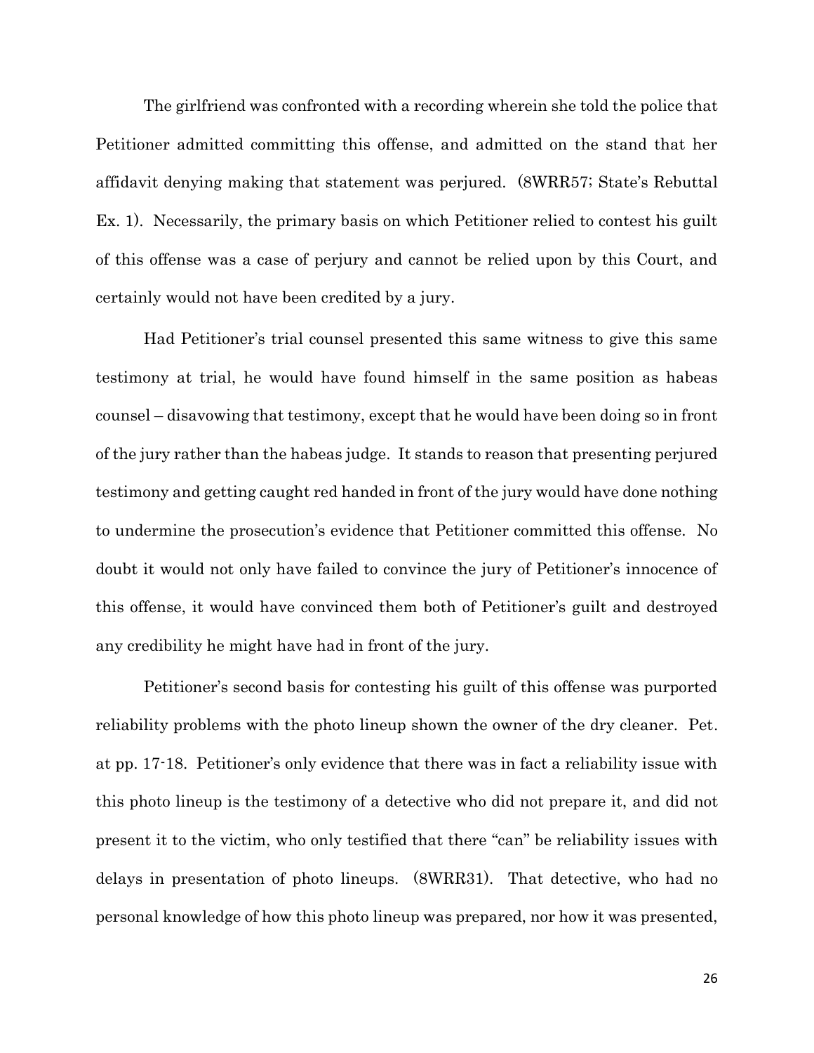The girlfriend was confronted with a recording wherein she told the police that Petitioner admitted committing this offense, and admitted on the stand that her affidavit denying making that statement was perjured. (8WRR57; State's Rebuttal Ex. 1). Necessarily, the primary basis on which Petitioner relied to contest his guilt of this offense was a case of perjury and cannot be relied upon by this Court, and certainly would not have been credited by a jury.

Had Petitioner's trial counsel presented this same witness to give this same testimony at trial, he would have found himself in the same position as habeas counsel – disavowing that testimony, except that he would have been doing so in front of the jury rather than the habeas judge. It stands to reason that presenting perjured testimony and getting caught red handed in front of the jury would have done nothing to undermine the prosecution's evidence that Petitioner committed this offense. No doubt it would not only have failed to convince the jury of Petitioner's innocence of this offense, it would have convinced them both of Petitioner's guilt and destroyed any credibility he might have had in front of the jury.

Petitioner's second basis for contesting his guilt of this offense was purported reliability problems with the photo lineup shown the owner of the dry cleaner. Pet. at pp. 17-18. Petitioner's only evidence that there was in fact a reliability issue with this photo lineup is the testimony of a detective who did not prepare it, and did not present it to the victim, who only testified that there "can" be reliability issues with delays in presentation of photo lineups. (8WRR31). That detective, who had no personal knowledge of how this photo lineup was prepared, nor how it was presented,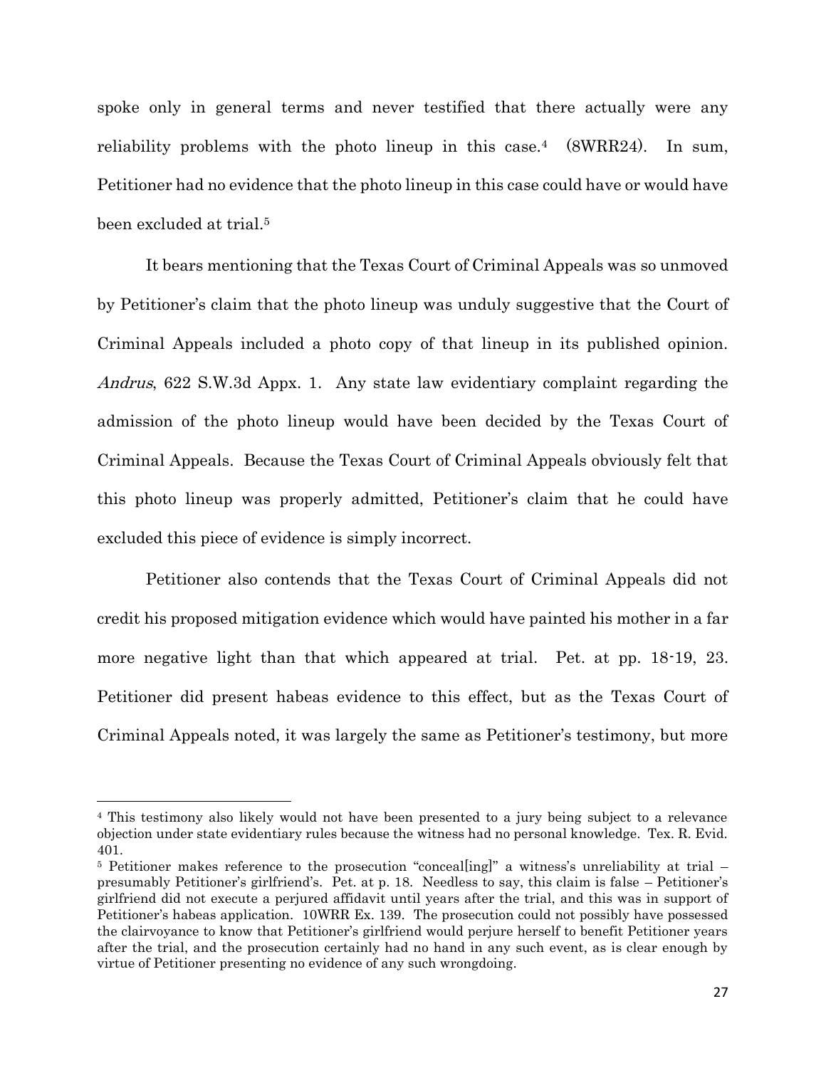spoke only in general terms and never testified that there actually were any reliability problems with the photo lineup in this case.[4] (8WRR24). In sum, Petitioner had no evidence that the photo lineup in this case could have or would have been excluded at trial.[5]

It bears mentioning that the Texas Court of Criminal Appeals was so unmoved by Petitioner's claim that the photo lineup was unduly suggestive that the Court of Criminal Appeals included a photo copy of that lineup in its published opinion. *Andrus*, 622 S.W.3d Appx. 1. Any state law evidentiary complaint regarding the admission of the photo lineup would have been decided by the Texas Court of Criminal Appeals. Because the Texas Court of Criminal Appeals obviously felt that this photo lineup was properly admitted, Petitioner's claim that he could have excluded this piece of evidence is simply incorrect.

Petitioner also contends that the Texas Court of Criminal Appeals did not credit his proposed mitigation evidence which would have painted his mother in a far more negative light than that which appeared at trial. Pet. at pp. 18-19, 23. Petitioner did present habeas evidence to this effect, but as the Texas Court of Criminal Appeals noted, it was largely the same as Petitioner's testimony, but more

---

[4] This testimony also likely would not have been presented to a jury being subject to a relevance objection under state evidentiary rules because the witness had no personal knowledge. Tex. R. Evid. 401.

[5] Petitioner makes reference to the prosecution "conceal[ing]" a witness's unreliability at trial – presumably Petitioner's girlfriend's. Pet. at p. 18. Needless to say, this claim is false – Petitioner's girlfriend did not execute a perjured affidavit until years after the trial, and this was in support of Petitioner's habeas application. 10WRR Ex. 139. The prosecution could not possibly have possessed the clairvoyance to know that Petitioner's girlfriend would perjure herself to benefit Petitioner years after the trial, and the prosecution certainly had no hand in any such event, as is clear enough by virtue of Petitioner presenting no evidence of any such wrongdoing.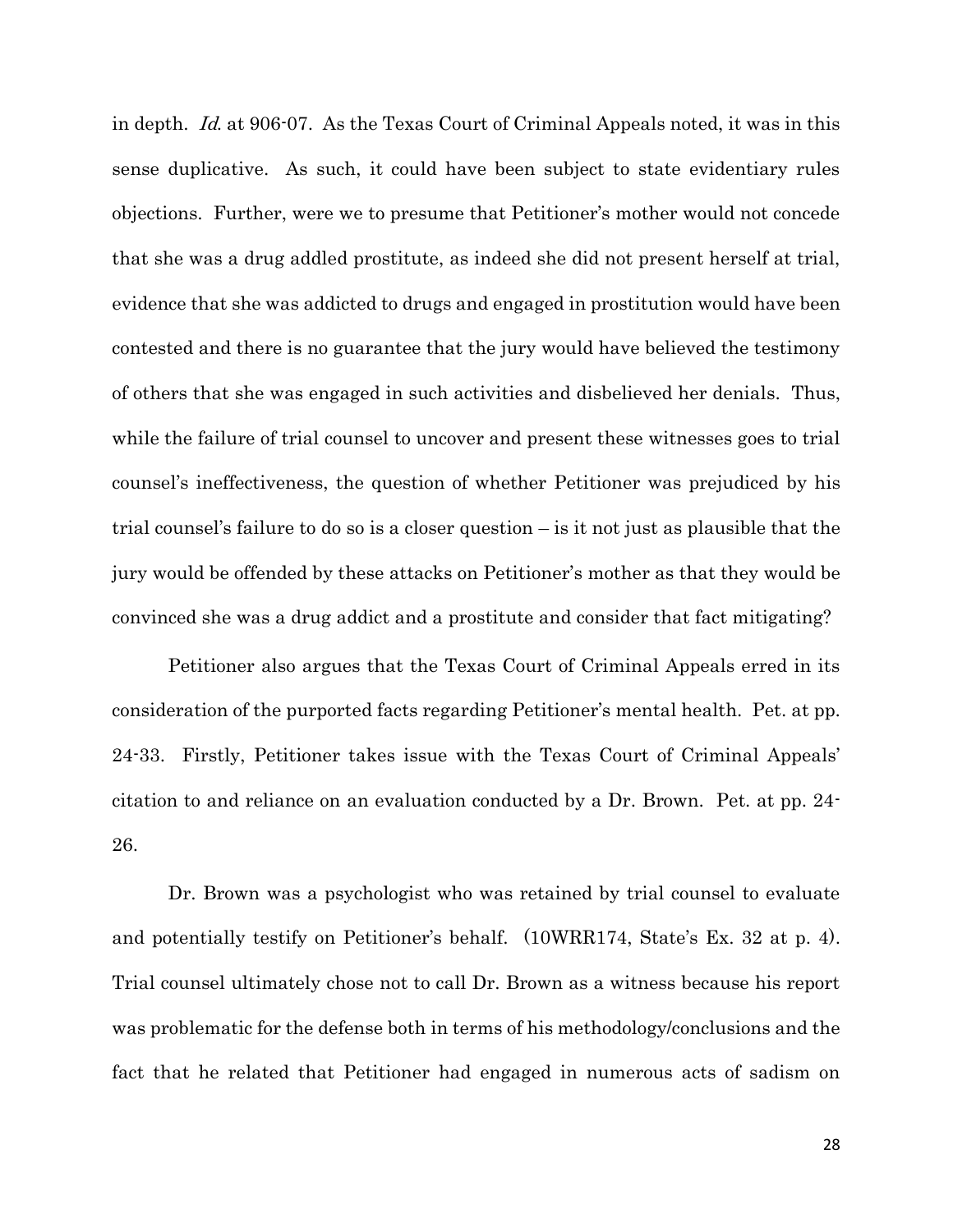in depth. *Id.* at 906-07. As the Texas Court of Criminal Appeals noted, it was in this sense duplicative. As such, it could have been subject to state evidentiary rules objections. Further, were we to presume that Petitioner's mother would not concede that she was a drug addled prostitute, as indeed she did not present herself at trial, evidence that she was addicted to drugs and engaged in prostitution would have been contested and there is no guarantee that the jury would have believed the testimony of others that she was engaged in such activities and disbelieved her denials. Thus, while the failure of trial counsel to uncover and present these witnesses goes to trial counsel's ineffectiveness, the question of whether Petitioner was prejudiced by his trial counsel's failure to do so is a closer question – is it not just as plausible that the jury would be offended by these attacks on Petitioner's mother as that they would be convinced she was a drug addict and a prostitute and consider that fact mitigating?

Petitioner also argues that the Texas Court of Criminal Appeals erred in its consideration of the purported facts regarding Petitioner's mental health. Pet. at pp. 24-33. Firstly, Petitioner takes issue with the Texas Court of Criminal Appeals' citation to and reliance on an evaluation conducted by a Dr. Brown. Pet. at pp. 24-26.

Dr. Brown was a psychologist who was retained by trial counsel to evaluate and potentially testify on Petitioner's behalf. (10WRR174, State's Ex. 32 at p. 4). Trial counsel ultimately chose not to call Dr. Brown as a witness because his report was problematic for the defense both in terms of his methodology/conclusions and the fact that he related that Petitioner had engaged in numerous acts of sadism on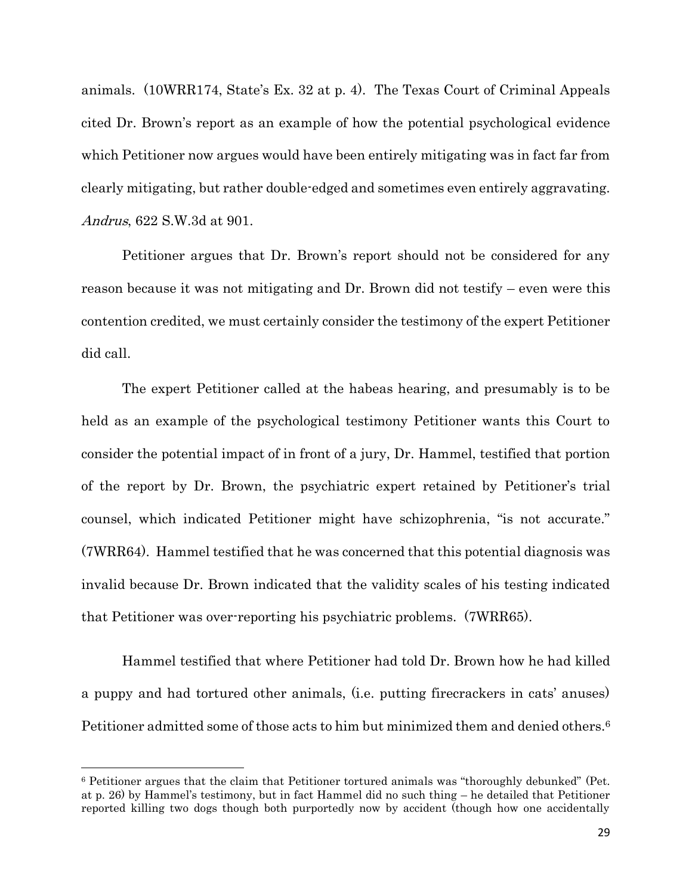animals. (10WRR174, State's Ex. 32 at p. 4). The Texas Court of Criminal Appeals cited Dr. Brown's report as an example of how the potential psychological evidence which Petitioner now argues would have been entirely mitigating was in fact far from clearly mitigating, but rather double-edged and sometimes even entirely aggravating. *Andrus*, 622 S.W.3d at 901.

Petitioner argues that Dr. Brown's report should not be considered for any reason because it was not mitigating and Dr. Brown did not testify – even were this contention credited, we must certainly consider the testimony of the expert Petitioner did call.

The expert Petitioner called at the habeas hearing, and presumably is to be held as an example of the psychological testimony Petitioner wants this Court to consider the potential impact of in front of a jury, Dr. Hammel, testified that portion of the report by Dr. Brown, the psychiatric expert retained by Petitioner's trial counsel, which indicated Petitioner might have schizophrenia, "is not accurate." (7WRR64). Hammel testified that he was concerned that this potential diagnosis was invalid because Dr. Brown indicated that the validity scales of his testing indicated that Petitioner was over-reporting his psychiatric problems. (7WRR65).

Hammel testified that where Petitioner had told Dr. Brown how he had killed a puppy and had tortured other animals, (i.e. putting firecrackers in cats' anuses) Petitioner admitted some of those acts to him but minimized them and denied others.[6]

---

[6] Petitioner argues that the claim that Petitioner tortured animals was "thoroughly debunked" (Pet. at p. 26) by Hammel's testimony, but in fact Hammel did no such thing – he detailed that Petitioner reported killing two dogs though both purportedly now by accident (though how one accidentally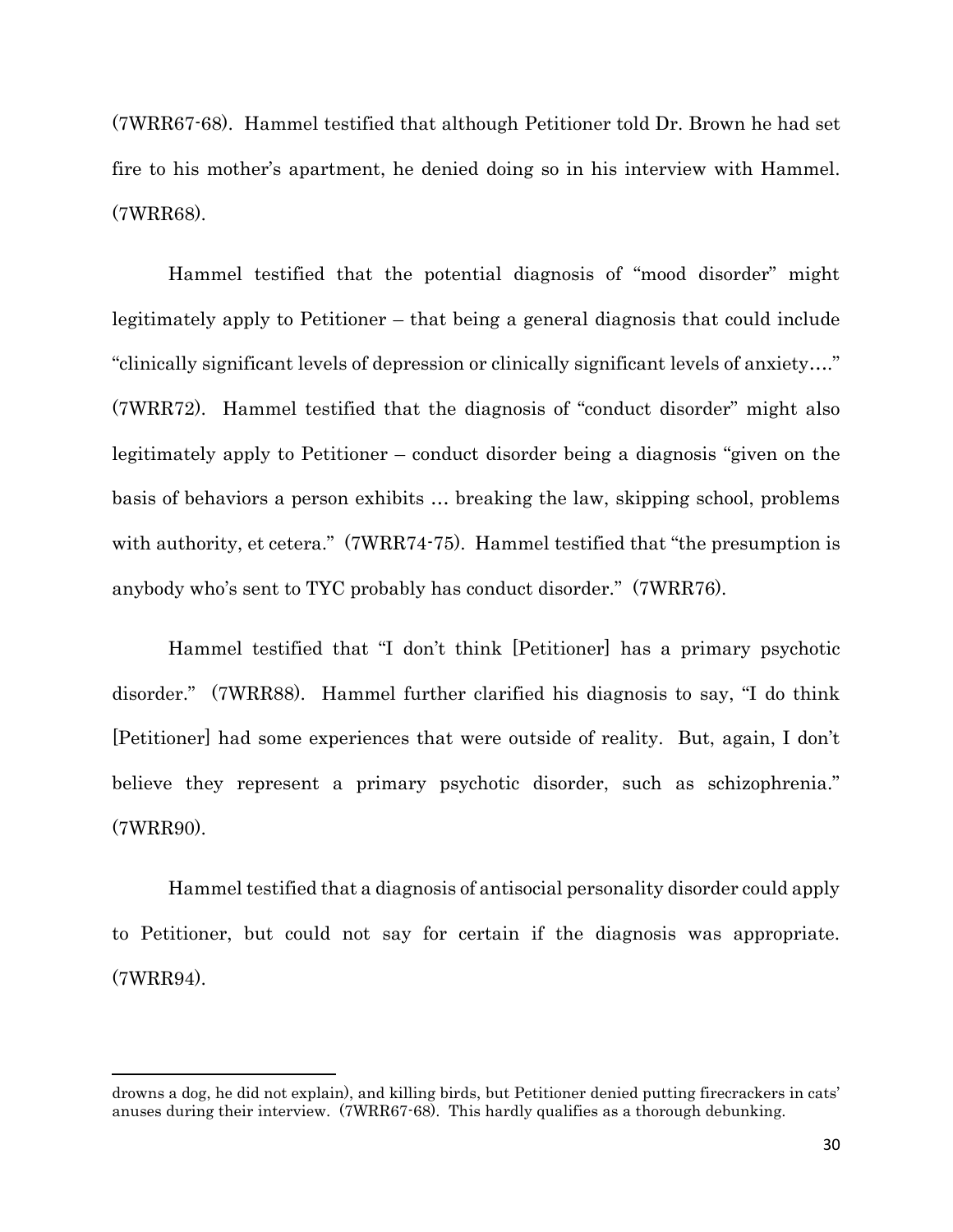(7WRR67-68). Hammel testified that although Petitioner told Dr. Brown he had set fire to his mother's apartment, he denied doing so in his interview with Hammel. (7WRR68).

Hammel testified that the potential diagnosis of "mood disorder" might legitimately apply to Petitioner – that being a general diagnosis that could include "clinically significant levels of depression or clinically significant levels of anxiety…." (7WRR72). Hammel testified that the diagnosis of "conduct disorder" might also legitimately apply to Petitioner – conduct disorder being a diagnosis "given on the basis of behaviors a person exhibits … breaking the law, skipping school, problems with authority, et cetera." (7WRR74-75). Hammel testified that "the presumption is anybody who's sent to TYC probably has conduct disorder." (7WRR76).

Hammel testified that "I don't think [Petitioner] has a primary psychotic disorder." (7WRR88). Hammel further clarified his diagnosis to say, "I do think [Petitioner] had some experiences that were outside of reality. But, again, I don't believe they represent a primary psychotic disorder, such as schizophrenia." (7WRR90).

Hammel testified that a diagnosis of antisocial personality disorder could apply to Petitioner, but could not say for certain if the diagnosis was appropriate. (7WRR94).

---

drowns a dog, he did not explain), and killing birds, but Petitioner denied putting firecrackers in cats' anuses during their interview. (7WRR67-68). This hardly qualifies as a thorough debunking.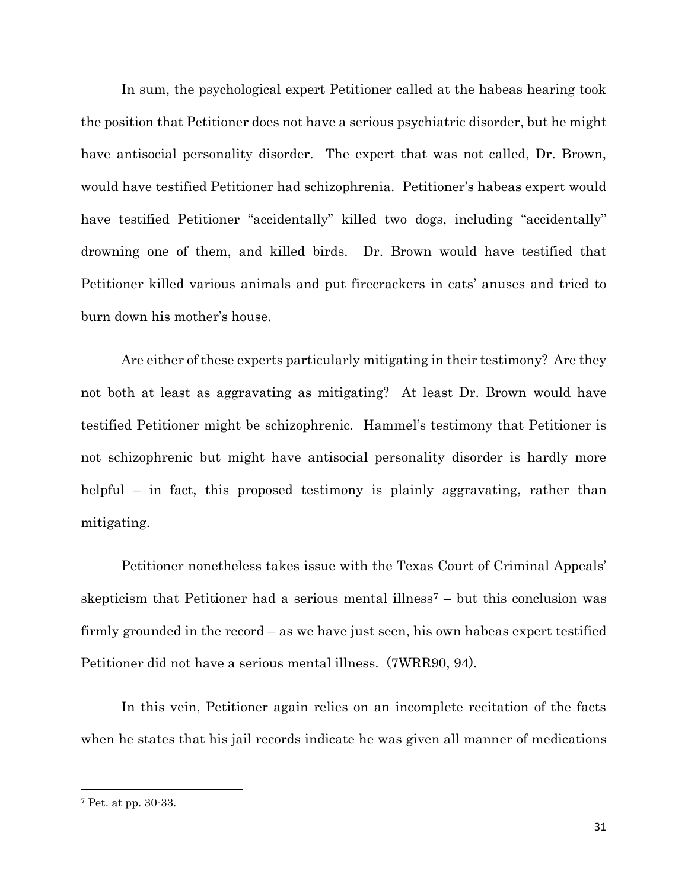In sum, the psychological expert Petitioner called at the habeas hearing took the position that Petitioner does not have a serious psychiatric disorder, but he might have antisocial personality disorder. The expert that was not called, Dr. Brown, would have testified Petitioner had schizophrenia. Petitioner's habeas expert would have testified Petitioner "accidentally" killed two dogs, including "accidentally" drowning one of them, and killed birds. Dr. Brown would have testified that Petitioner killed various animals and put firecrackers in cats' anuses and tried to burn down his mother's house.

Are either of these experts particularly mitigating in their testimony? Are they not both at least as aggravating as mitigating? At least Dr. Brown would have testified Petitioner might be schizophrenic. Hammel's testimony that Petitioner is not schizophrenic but might have antisocial personality disorder is hardly more helpful – in fact, this proposed testimony is plainly aggravating, rather than mitigating.

Petitioner nonetheless takes issue with the Texas Court of Criminal Appeals' skepticism that Petitioner had a serious mental illness[7] – but this conclusion was firmly grounded in the record – as we have just seen, his own habeas expert testified Petitioner did not have a serious mental illness. (7WRR90, 94).

In this vein, Petitioner again relies on an incomplete recitation of the facts when he states that his jail records indicate he was given all manner of medications

---

[7] Pet. at pp. 30-33.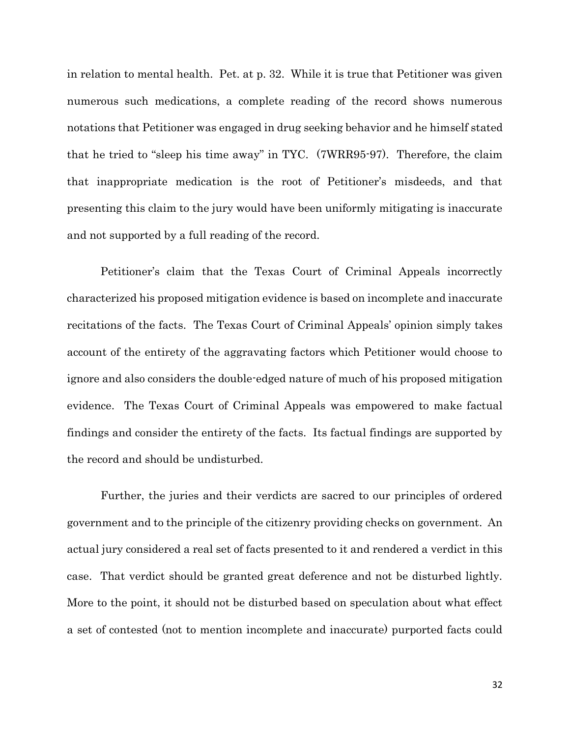in relation to mental health. Pet. at p. 32. While it is true that Petitioner was given numerous such medications, a complete reading of the record shows numerous notations that Petitioner was engaged in drug seeking behavior and he himself stated that he tried to "sleep his time away" in TYC. (7WRR95-97). Therefore, the claim that inappropriate medication is the root of Petitioner's misdeeds, and that presenting this claim to the jury would have been uniformly mitigating is inaccurate and not supported by a full reading of the record.

Petitioner's claim that the Texas Court of Criminal Appeals incorrectly characterized his proposed mitigation evidence is based on incomplete and inaccurate recitations of the facts. The Texas Court of Criminal Appeals' opinion simply takes account of the entirety of the aggravating factors which Petitioner would choose to ignore and also considers the double-edged nature of much of his proposed mitigation evidence. The Texas Court of Criminal Appeals was empowered to make factual findings and consider the entirety of the facts. Its factual findings are supported by the record and should be undisturbed.

Further, the juries and their verdicts are sacred to our principles of ordered government and to the principle of the citizenry providing checks on government. An actual jury considered a real set of facts presented to it and rendered a verdict in this case. That verdict should be granted great deference and not be disturbed lightly. More to the point, it should not be disturbed based on speculation about what effect a set of contested (not to mention incomplete and inaccurate) purported facts could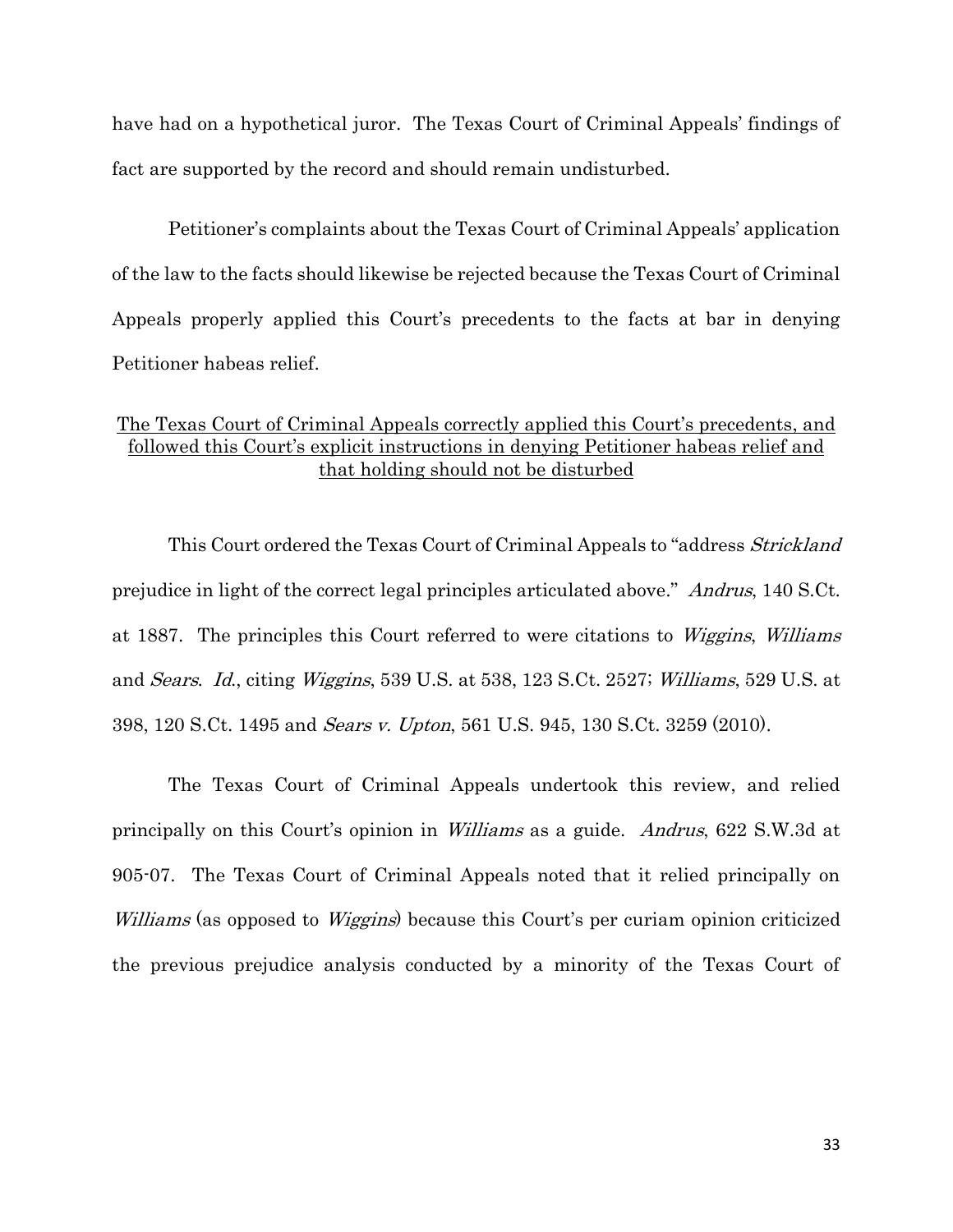have had on a hypothetical juror. The Texas Court of Criminal Appeals' findings of fact are supported by the record and should remain undisturbed.

Petitioner's complaints about the Texas Court of Criminal Appeals' application of the law to the facts should likewise be rejected because the Texas Court of Criminal Appeals properly applied this Court's precedents to the facts at bar in denying Petitioner habeas relief.

<u>The Texas Court of Criminal Appeals correctly applied this Court's precedents, and followed this Court's explicit instructions in denying Petitioner habeas relief and that holding should not be disturbed</u>

This Court ordered the Texas Court of Criminal Appeals to "address *Strickland* prejudice in light of the correct legal principles articulated above." *Andrus*, 140 S.Ct. at 1887. The principles this Court referred to were citations to *Wiggins*, *Williams* and *Sears*. *Id.*, citing *Wiggins*, 539 U.S. at 538, 123 S.Ct. 2527; *Williams*, 529 U.S. at 398, 120 S.Ct. 1495 and *Sears v. Upton*, 561 U.S. 945, 130 S.Ct. 3259 (2010).

The Texas Court of Criminal Appeals undertook this review, and relied principally on this Court's opinion in *Williams* as a guide. *Andrus*, 622 S.W.3d at 905-07. The Texas Court of Criminal Appeals noted that it relied principally on *Williams* (as opposed to *Wiggins*) because this Court's per curiam opinion criticized the previous prejudice analysis conducted by a minority of the Texas Court of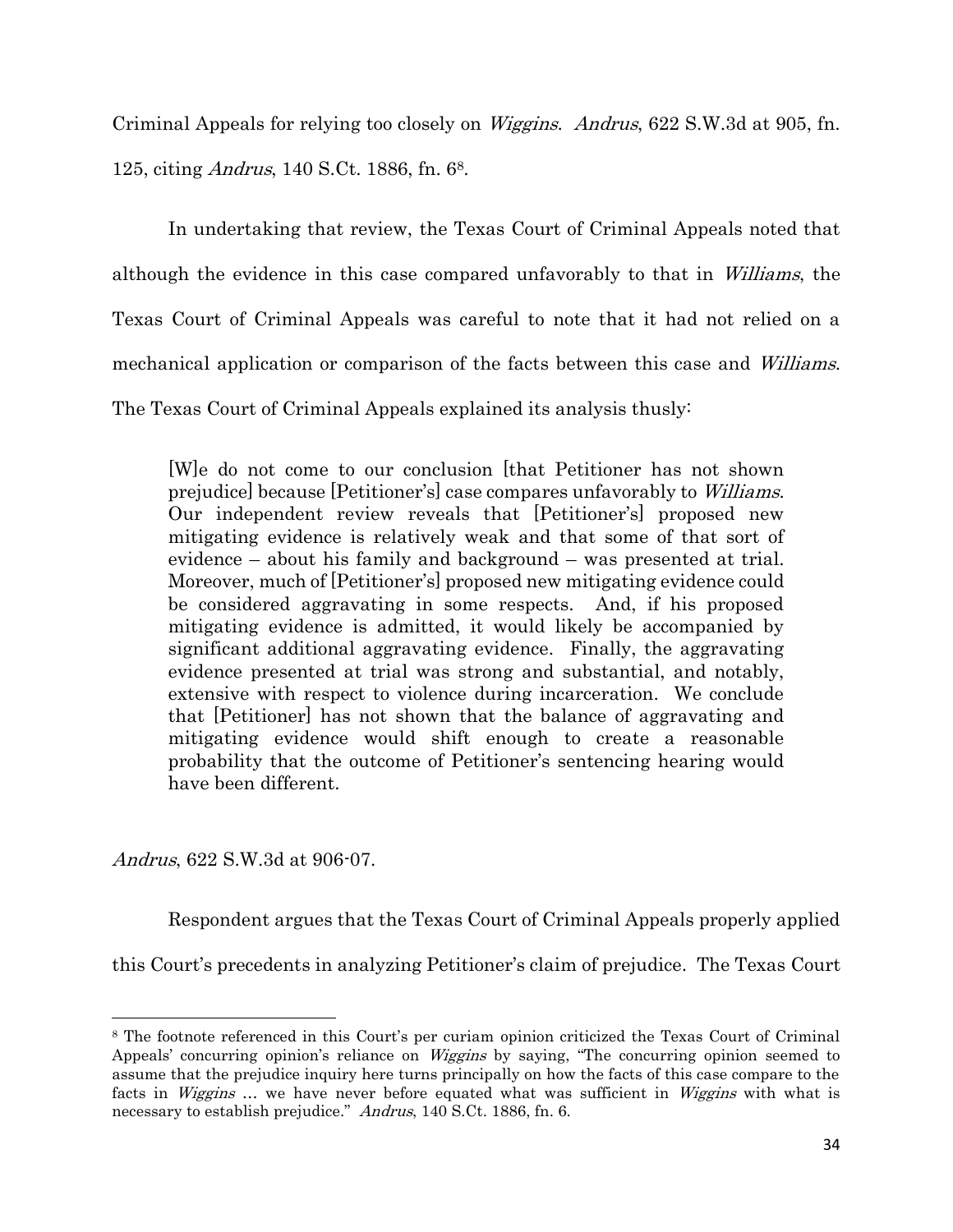Criminal Appeals for relying too closely on *Wiggins*. *Andrus*, 622 S.W.3d at 905, fn. 125, citing *Andrus*, 140 S.Ct. 1886, fn. 6[8].

In undertaking that review, the Texas Court of Criminal Appeals noted that although the evidence in this case compared unfavorably to that in *Williams*, the Texas Court of Criminal Appeals was careful to note that it had not relied on a mechanical application or comparison of the facts between this case and *Williams*. The Texas Court of Criminal Appeals explained its analysis thusly:

> [W]e do not come to our conclusion [that Petitioner has not shown prejudice] because [Petitioner's] case compares unfavorably to *Williams*. Our independent review reveals that [Petitioner's] proposed new mitigating evidence is relatively weak and that some of that sort of evidence – about his family and background – was presented at trial. Moreover, much of [Petitioner's] proposed new mitigating evidence could be considered aggravating in some respects. And, if his proposed mitigating evidence is admitted, it would likely be accompanied by significant additional aggravating evidence. Finally, the aggravating evidence presented at trial was strong and substantial, and notably, extensive with respect to violence during incarceration. We conclude that [Petitioner] has not shown that the balance of aggravating and mitigating evidence would shift enough to create a reasonable probability that the outcome of Petitioner's sentencing hearing would have been different.

*Andrus*, 622 S.W.3d at 906-07.

Respondent argues that the Texas Court of Criminal Appeals properly applied this Court's precedents in analyzing Petitioner's claim of prejudice. The Texas Court

---

[8] The footnote referenced in this Court's per curiam opinion criticized the Texas Court of Criminal Appeals' concurring opinion's reliance on *Wiggins* by saying, "The concurring opinion seemed to assume that the prejudice inquiry here turns principally on how the facts of this case compare to the facts in *Wiggins* … we have never before equated what was sufficient in *Wiggins* with what is necessary to establish prejudice." *Andrus*, 140 S.Ct. 1886, fn. 6.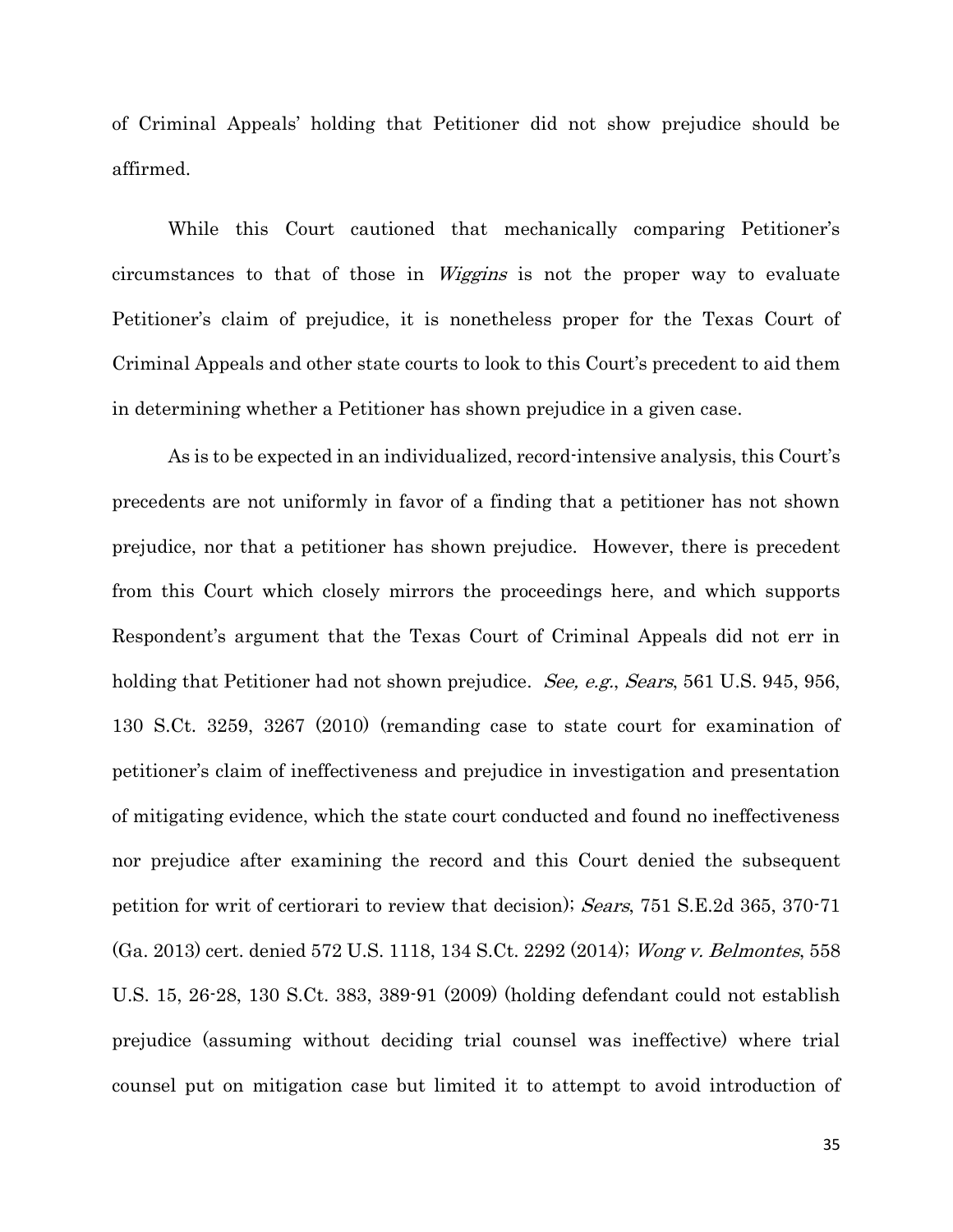of Criminal Appeals' holding that Petitioner did not show prejudice should be affirmed.

While this Court cautioned that mechanically comparing Petitioner's circumstances to that of those in *Wiggins* is not the proper way to evaluate Petitioner's claim of prejudice, it is nonetheless proper for the Texas Court of Criminal Appeals and other state courts to look to this Court's precedent to aid them in determining whether a Petitioner has shown prejudice in a given case.

As is to be expected in an individualized, record-intensive analysis, this Court's precedents are not uniformly in favor of a finding that a petitioner has not shown prejudice, nor that a petitioner has shown prejudice. However, there is precedent from this Court which closely mirrors the proceedings here, and which supports Respondent's argument that the Texas Court of Criminal Appeals did not err in holding that Petitioner had not shown prejudice. *See, e.g.*, *Sears*, 561 U.S. 945, 956, 130 S.Ct. 3259, 3267 (2010) (remanding case to state court for examination of petitioner's claim of ineffectiveness and prejudice in investigation and presentation of mitigating evidence, which the state court conducted and found no ineffectiveness nor prejudice after examining the record and this Court denied the subsequent petition for writ of certiorari to review that decision); *Sears*, 751 S.E.2d 365, 370-71 (Ga. 2013) cert. denied 572 U.S. 1118, 134 S.Ct. 2292 (2014); *Wong v. Belmontes*, 558 U.S. 15, 26-28, 130 S.Ct. 383, 389-91 (2009) (holding defendant could not establish prejudice (assuming without deciding trial counsel was ineffective) where trial counsel put on mitigation case but limited it to attempt to avoid introduction of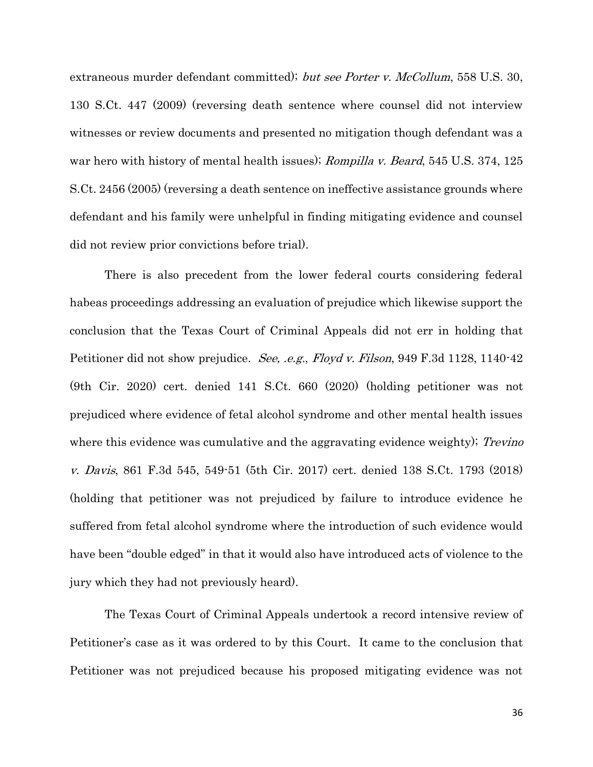extraneous murder defendant committed); *but see Porter v. McCollum*, 558 U.S. 30, 130 S.Ct. 447 (2009) (reversing death sentence where counsel did not interview witnesses or review documents and presented no mitigation though defendant was a war hero with history of mental health issues); *Rompilla v. Beard*, 545 U.S. 374, 125 S.Ct. 2456 (2005) (reversing a death sentence on ineffective assistance grounds where defendant and his family were unhelpful in finding mitigating evidence and counsel did not review prior convictions before trial).

There is also precedent from the lower federal courts considering federal habeas proceedings addressing an evaluation of prejudice which likewise support the conclusion that the Texas Court of Criminal Appeals did not err in holding that Petitioner did not show prejudice. *See, .e.g.*, *Floyd v. Filson*, 949 F.3d 1128, 1140-42 (9th Cir. 2020) cert. denied 141 S.Ct. 660 (2020) (holding petitioner was not prejudiced where evidence of fetal alcohol syndrome and other mental health issues where this evidence was cumulative and the aggravating evidence weighty); *Trevino v. Davis*, 861 F.3d 545, 549-51 (5th Cir. 2017) cert. denied 138 S.Ct. 1793 (2018) (holding that petitioner was not prejudiced by failure to introduce evidence he suffered from fetal alcohol syndrome where the introduction of such evidence would have been "double edged" in that it would also have introduced acts of violence to the jury which they had not previously heard).

The Texas Court of Criminal Appeals undertook a record intensive review of Petitioner's case as it was ordered to by this Court. It came to the conclusion that Petitioner was not prejudiced because his proposed mitigating evidence was not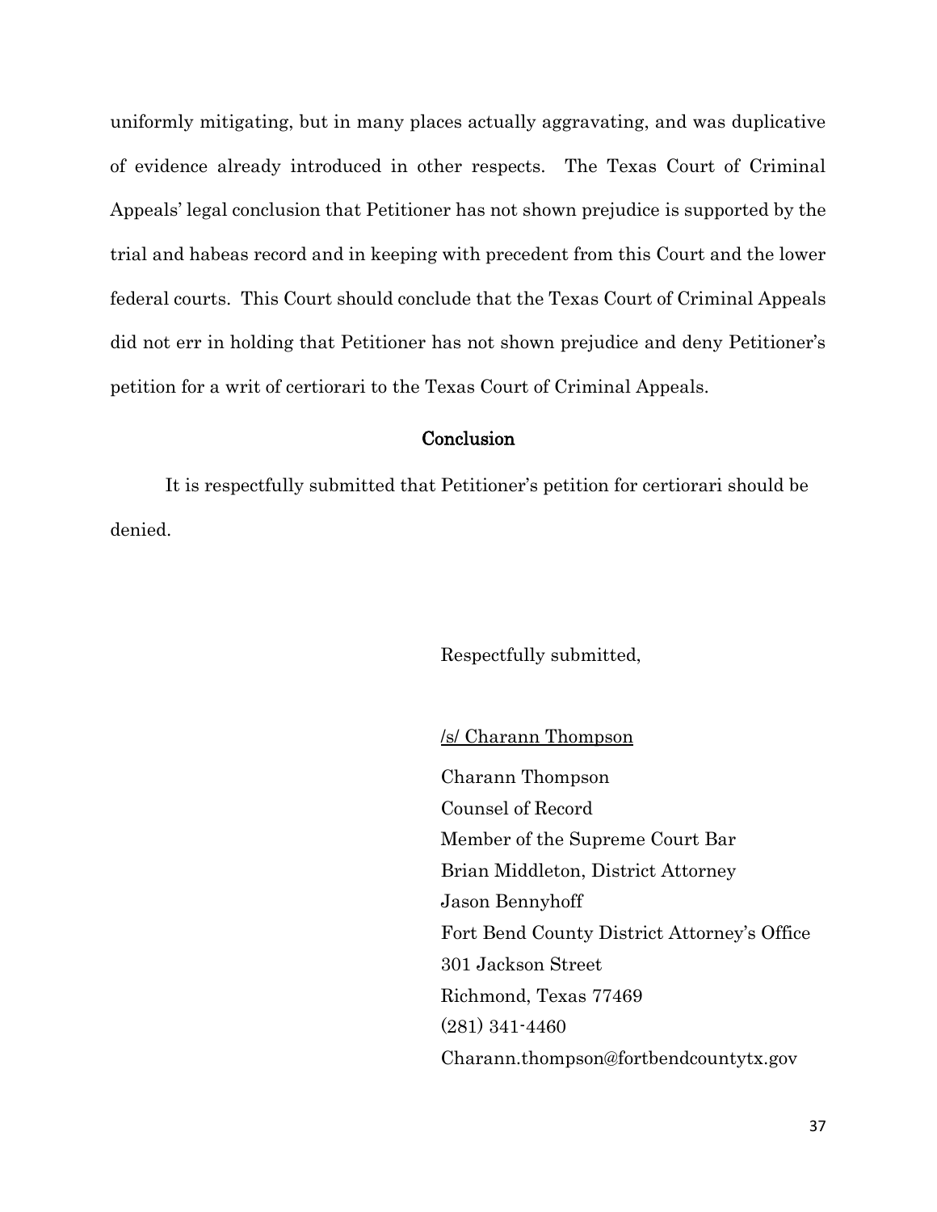uniformly mitigating, but in many places actually aggravating, and was duplicative of evidence already introduced in other respects. The Texas Court of Criminal Appeals' legal conclusion that Petitioner has not shown prejudice is supported by the trial and habeas record and in keeping with precedent from this Court and the lower federal courts. This Court should conclude that the Texas Court of Criminal Appeals did not err in holding that Petitioner has not shown prejudice and deny Petitioner's petition for a writ of certiorari to the Texas Court of Criminal Appeals.

## Conclusion

It is respectfully submitted that Petitioner's petition for certiorari should be denied.

Respectfully submitted,

/s/ Charann Thompson

Charann Thompson
Counsel of Record
Member of the Supreme Court Bar
Brian Middleton, District Attorney
Jason Bennyhoff
Fort Bend County District Attorney's Office
301 Jackson Street
Richmond, Texas 77469
(281) 341-4460
Charann.thompson@fortbendcountytx.gov